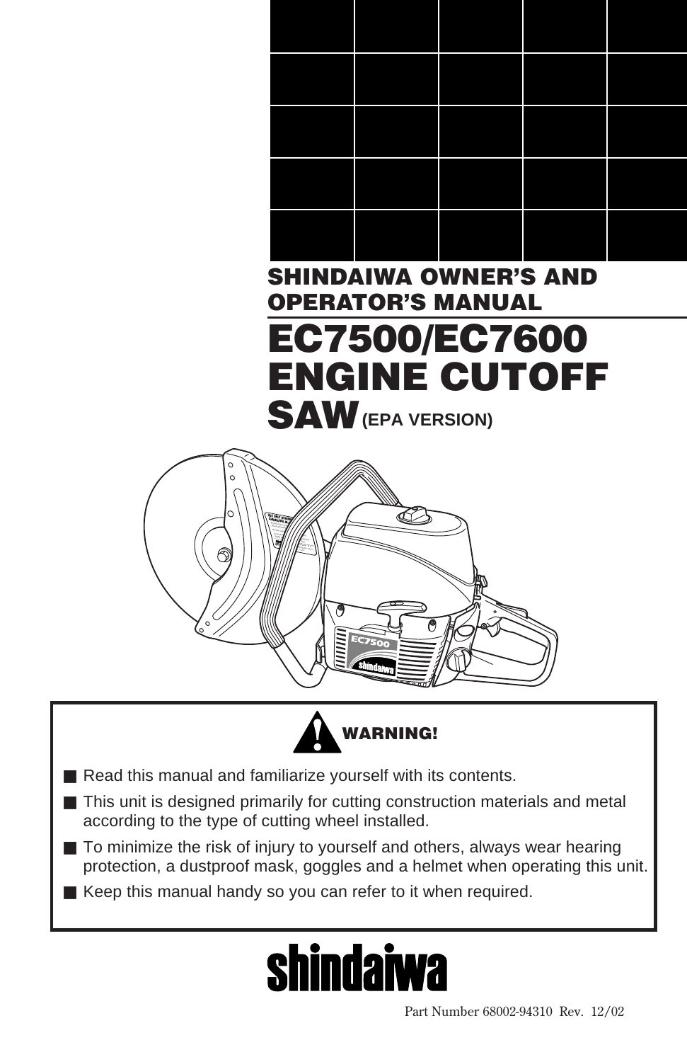# SHINDAIWA OWNER'S AND OPERATOR'S MANUAL

# EC7500/EC7600 ENGINE CUTOFF SAW (EPA VERSION)

**WARNING!**

- Read this manual and familiarize yourself with its contents.
- This unit is designed primarily for cutting construction materials and metal according to the type of cutting wheel installed.
- To minimize the risk of injury to yourself and others, always wear hearing protection, a dustproof mask, goggles and a helmet when operating this unit.
- Keep this manual handy so you can refer to it when required.

shindaiwa

Part Number 68002-94310 Rev. 12/02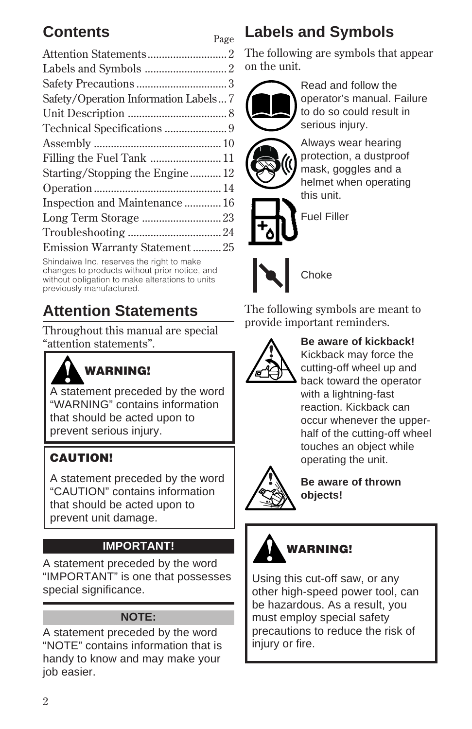## Contents

| | Page |
|---|---|
| Attention Statements | 2 |
| Labels and Symbols | 2 |
| Safety Precautions | 3 |
| Safety/Operation Information Labels | 7 |
| Unit Description | 8 |
| Technical Specifications | 9 |
| Assembly | 10 |
| Filling the Fuel Tank | 11 |
| Starting/Stopping the Engine | 12 |
| Operation | 14 |
| Inspection and Maintenance | 16 |
| Long Term Storage | 23 |
| Troubleshooting | 24 |
| Emission Warranty Statement | 25 |

Shindaiwa Inc. reserves the right to make changes to products without prior notice, and without obligation to make alterations to units previously manufactured.

## Attention Statements

Throughout this manual are special "attention statements".

**WARNING!**

A statement preceded by the word "WARNING" contains information that should be acted upon to prevent serious injury.

**CAUTION!**

A statement preceded by the word "CAUTION" contains information that should be acted upon to prevent unit damage.

**IMPORTANT!**

A statement preceded by the word "IMPORTANT" is one that possesses special significance.

**NOTE:**

A statement preceded by the word "NOTE" contains information that is handy to know and may make your job easier.

## Labels and Symbols

The following are symbols that appear on the unit.

Read and follow the operator's manual. Failure to do so could result in serious injury.

Always wear hearing protection, a dustproof mask, goggles and a helmet when operating this unit.

Fuel Filler

Choke

The following symbols are meant to provide important reminders.

**Be aware of kickback!** Kickback may force the cutting-off wheel up and back toward the operator with a lightning-fast reaction. Kickback can occur whenever the upper-half of the cutting-off wheel touches an object while operating the unit.

**Be aware of thrown objects!**

**WARNING!**

Using this cut-off saw, or any other high-speed power tool, can be hazardous. As a result, you must employ special safety precautions to reduce the risk of injury or fire.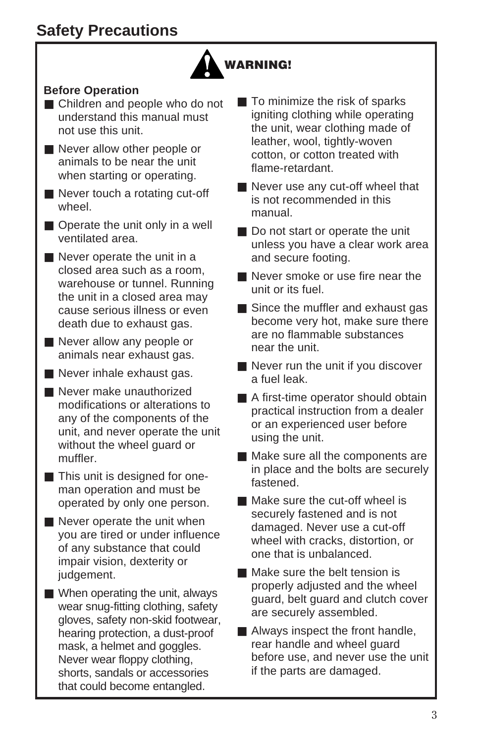# Safety Precautions

**WARNING!**

**Before Operation**

- Children and people who do not understand this manual must not use this unit.
- Never allow other people or animals to be near the unit when starting or operating.
- Never touch a rotating cut-off wheel.
- Operate the unit only in a well ventilated area.
- Never operate the unit in a closed area such as a room, warehouse or tunnel. Running the unit in a closed area may cause serious illness or even death due to exhaust gas.
- Never allow any people or animals near exhaust gas.
- Never inhale exhaust gas.
- Never make unauthorized modifications or alterations to any of the components of the unit, and never operate the unit without the wheel guard or muffler.
- This unit is designed for one-man operation and must be operated by only one person.
- Never operate the unit when you are tired or under influence of any substance that could impair vision, dexterity or judgement.
- When operating the unit, always wear snug-fitting clothing, safety gloves, safety non-skid footwear, hearing protection, a dust-proof mask, a helmet and goggles. Never wear floppy clothing, shorts, sandals or accessories that could become entangled.
- To minimize the risk of sparks igniting clothing while operating the unit, wear clothing made of leather, wool, tightly-woven cotton, or cotton treated with flame-retardant.
- Never use any cut-off wheel that is not recommended in this manual.
- Do not start or operate the unit unless you have a clear work area and secure footing.
- Never smoke or use fire near the unit or its fuel.
- Since the muffler and exhaust gas become very hot, make sure there are no flammable substances near the unit.
- Never run the unit if you discover a fuel leak.
- A first-time operator should obtain practical instruction from a dealer or an experienced user before using the unit.
- Make sure all the components are in place and the bolts are securely fastened.
- Make sure the cut-off wheel is securely fastened and is not damaged. Never use a cut-off wheel with cracks, distortion, or one that is unbalanced.
- Make sure the belt tension is properly adjusted and the wheel guard, belt guard and clutch cover are securely assembled.
- Always inspect the front handle, rear handle and wheel guard before use, and never use the unit if the parts are damaged.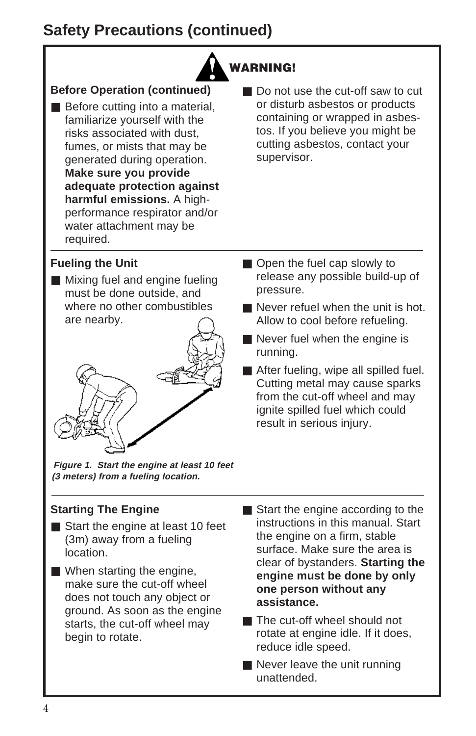# Safety Precautions (continued)

**WARNING!**

**Before Operation (continued)**

- Before cutting into a material, familiarize yourself with the risks associated with dust, fumes, or mists that may be generated during operation. **Make sure you provide adequate protection against harmful emissions.** A high-performance respirator and/or water attachment may be required.
- Do not use the cut-off saw to cut or disturb asbestos or products containing or wrapped in asbestos. If you believe you might be cutting asbestos, contact your supervisor.

**Fueling the Unit**

- Mixing fuel and engine fueling must be done outside, and where no other combustibles are nearby.

*Figure 1. Start the engine at least 10 feet (3 meters) from a fueling location.*

- Open the fuel cap slowly to release any possible build-up of pressure.
- Never refuel when the unit is hot. Allow to cool before refueling.
- Never fuel when the engine is running.
- After fueling, wipe all spilled fuel. Cutting metal may cause sparks from the cut-off wheel and may ignite spilled fuel which could result in serious injury.

**Starting The Engine**

- Start the engine at least 10 feet (3m) away from a fueling location.
- When starting the engine, make sure the cut-off wheel does not touch any object or ground. As soon as the engine starts, the cut-off wheel may begin to rotate.
- Start the engine according to the instructions in this manual. Start the engine on a firm, stable surface. Make sure the area is clear of bystanders. **Starting the engine must be done by only one person without any assistance.**
- The cut-off wheel should not rotate at engine idle. If it does, reduce idle speed.
- Never leave the unit running unattended.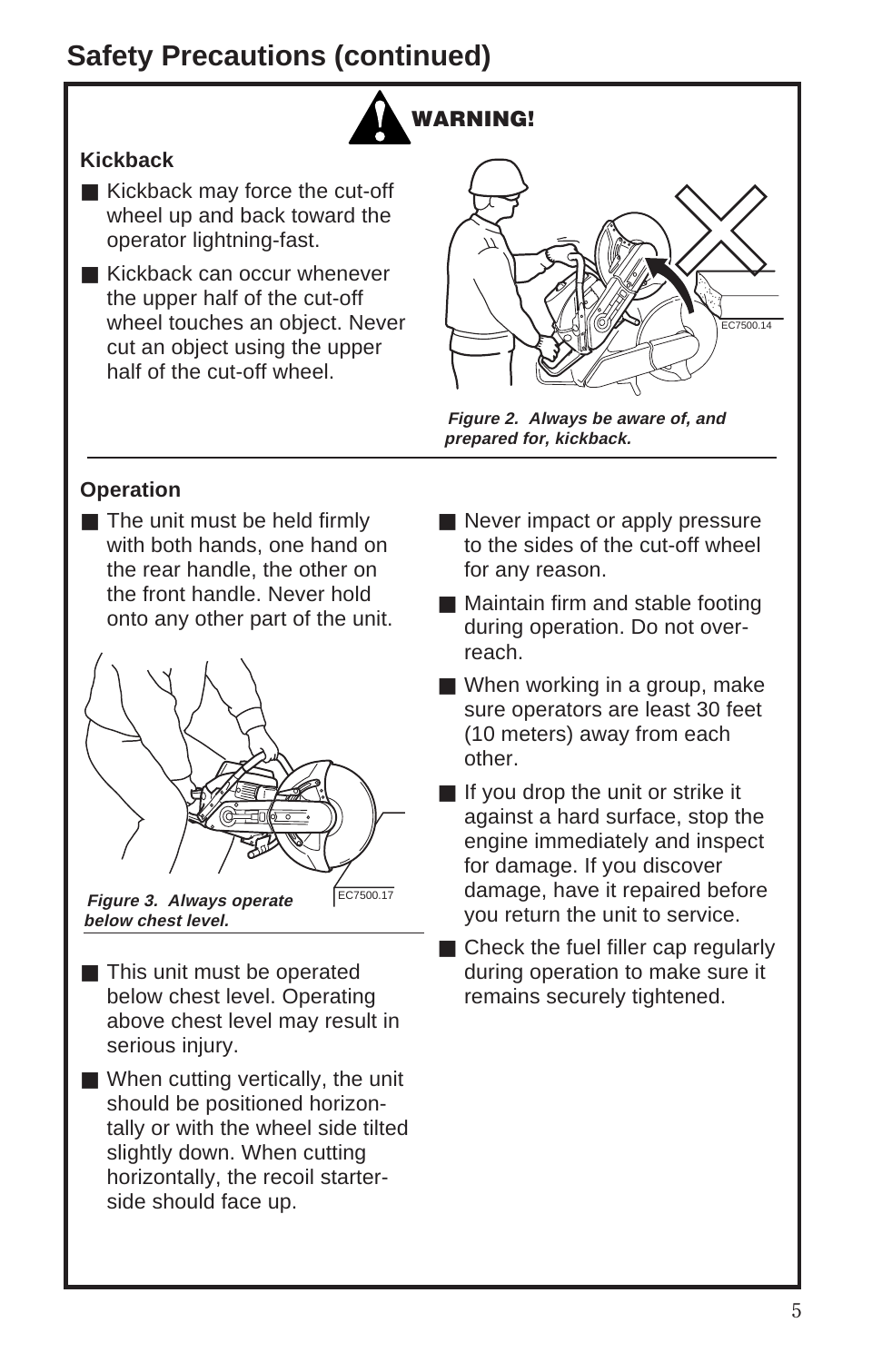# Safety Precautions (continued)

**WARNING!**

### Kickback

- Kickback may force the cut-off wheel up and back toward the operator lightning-fast.
- Kickback can occur whenever the upper half of the cut-off wheel touches an object. Never cut an object using the upper half of the cut-off wheel.

EC7500.14

***Figure 2. Always be aware of, and prepared for, kickback.***

### Operation

- The unit must be held firmly with both hands, one hand on the rear handle, the other on the front handle. Never hold onto any other part of the unit.

EC7500.17

***Figure 3. Always operate below chest level.***

- This unit must be operated below chest level. Operating above chest level may result in serious injury.
- When cutting vertically, the unit should be positioned horizontally or with the wheel side tilted slightly down. When cutting horizontally, the recoil starter-side should face up.
- Never impact or apply pressure to the sides of the cut-off wheel for any reason.
- Maintain firm and stable footing during operation. Do not over-reach.
- When working in a group, make sure operators are least 30 feet (10 meters) away from each other.
- If you drop the unit or strike it against a hard surface, stop the engine immediately and inspect for damage. If you discover damage, have it repaired before you return the unit to service.
- Check the fuel filler cap regularly during operation to make sure it remains securely tightened.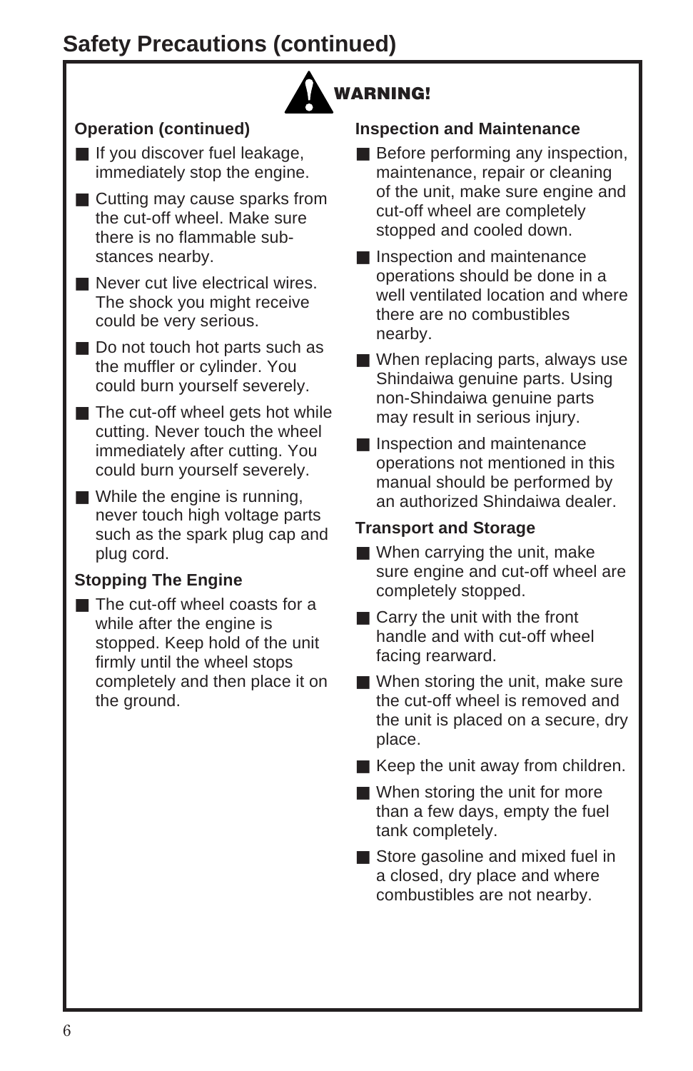# Safety Precautions (continued)

**WARNING!**

### Operation (continued)

- If you discover fuel leakage, immediately stop the engine.
- Cutting may cause sparks from the cut-off wheel. Make sure there is no flammable substances nearby.
- Never cut live electrical wires. The shock you might receive could be very serious.
- Do not touch hot parts such as the muffler or cylinder. You could burn yourself severely.
- The cut-off wheel gets hot while cutting. Never touch the wheel immediately after cutting. You could burn yourself severely.
- While the engine is running, never touch high voltage parts such as the spark plug cap and plug cord.

### Stopping The Engine

- The cut-off wheel coasts for a while after the engine is stopped. Keep hold of the unit firmly until the wheel stops completely and then place it on the ground.

### Inspection and Maintenance

- Before performing any inspection, maintenance, repair or cleaning of the unit, make sure engine and cut-off wheel are completely stopped and cooled down.
- Inspection and maintenance operations should be done in a well ventilated location and where there are no combustibles nearby.
- When replacing parts, always use Shindaiwa genuine parts. Using non-Shindaiwa genuine parts may result in serious injury.
- Inspection and maintenance operations not mentioned in this manual should be performed by an authorized Shindaiwa dealer.

### Transport and Storage

- When carrying the unit, make sure engine and cut-off wheel are completely stopped.
- Carry the unit with the front handle and with cut-off wheel facing rearward.
- When storing the unit, make sure the cut-off wheel is removed and the unit is placed on a secure, dry place.
- Keep the unit away from children.
- When storing the unit for more than a few days, empty the fuel tank completely.
- Store gasoline and mixed fuel in a closed, dry place and where combustibles are not nearby.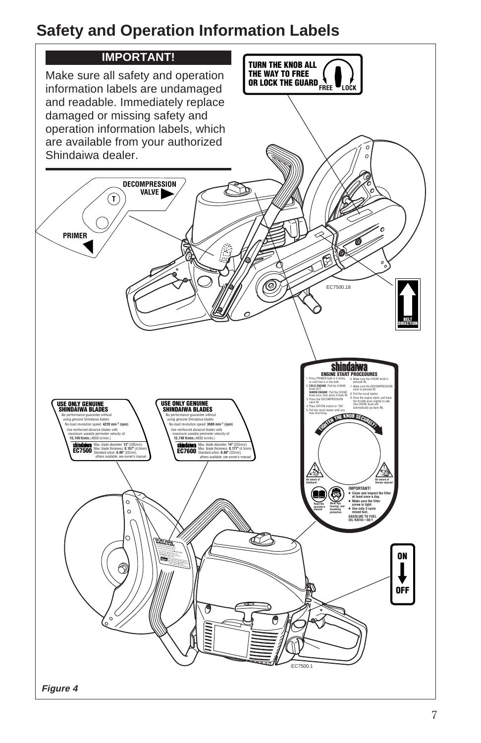# Safety and Operation Information Labels

**IMPORTANT!**

Make sure all safety and operation information labels are undamaged and readable. Immediately replace damaged or missing safety and operation information labels, which are available from your authorized Shindaiwa dealer.

**TURN THE KNOB ALL THE WAY TO FREE OR LOCK THE GUARD** FREE LOCK

**DECOMPRESSION VALVE**

T

**PRIMER**

EC7500.18

**BELT DIRECTION**

**shindaiwa**

**ENGINE START PROCEDURES**

1. Press PRIMER bulb 4–5 times, or until fuel is in the bulb.
2. **COLD ENGINE**: Pull the CHOKE knob OUT.
   **WARM ENGINE**: Pull the CHOKE knob once, then press it back IN.
3. Press the DECOMPRESSION valve IN.
4. Place OFF/ON switch to "ON".
5. Pull the recoil starter until you hear first firing.
6. Make sure the CHOKE knob is pressed IN.
7. Make sure the DECOMPRESSION valve is pressed IN.
8. Pull the recoil starter.
9. Once the engine starts, pull back the throttle lever slightly to idle (the CHOKE knob will automatically go back IN).

**TIGHTEN THE KNOB SECURELY!**

Be aware of kickback!

Be aware of thrown objects!

Read the operator's manual

Wear eye, hearing, and breathing protection

**IMPORTANT!**

- **Clean and inspect the filter at least once a day.**
- **Make sure the filter screw is tight.**
- **Use only 2-cycle mixed fuel.**

**GASOLINE TO FUEL OIL RATIO—50:1**

**USE ONLY GENUINE SHINDAIWA BLADES**

No performance guarantee without using genuine Shindaiwa blades

No-load revolution speed: **4220 min⁻¹ (rpm)**

Use reinforced abrasive blades with maximum useable perimeter velocity of: **15,749 ft/min.** (4800 m/min.)

**shindaiwa EC7500** Max. blade diameter: **12"** (305mm) Max. blade thickness: **0.157"** (4.0mm) Standard arbor: **0.86"** (22mm), others available; see owner's manual

**USE ONLY GENUINE SHINDAIWA BLADES**

No performance guarantee without using genuine Shindaiwa blades

No-load revolution speed: **3680 min⁻¹ (rpm)**

Use reinforced abrasive blades with maximum useable perimeter velocity of: **15,749 ft/min.** (4800 m/min.)

**shindaiwa EC7600** Max. blade diameter: **14"** (355mm) Max. blade thickness: **0.177"** (4.5mm) Standard arbor: **0.86"** (22mm), others available; see owner's manual

**ON**

**OFF**

EC7500.1

***Figure 4***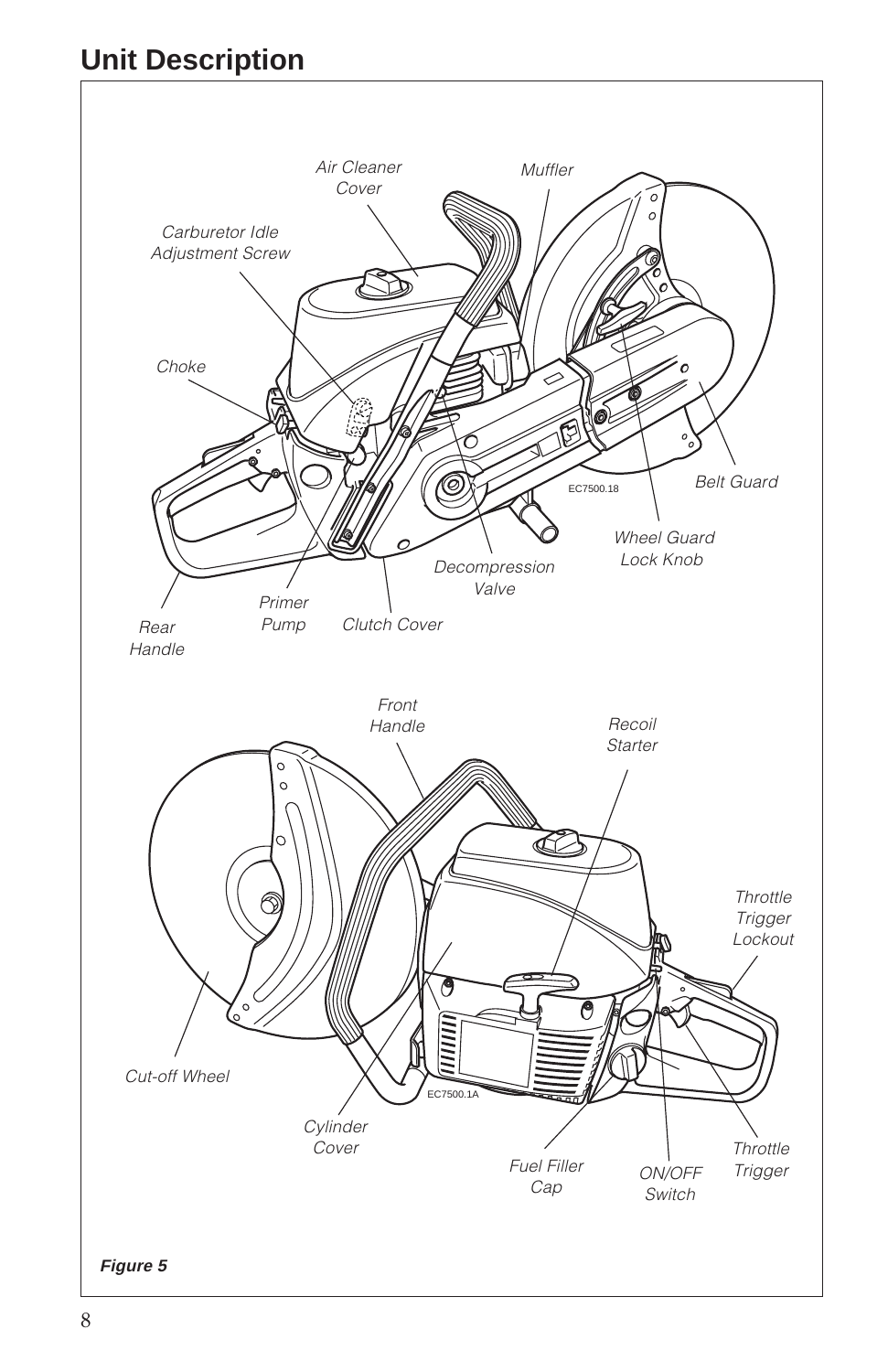# Unit Description

Air Cleaner Cover

Muffler

Carburetor Idle Adjustment Screw

Choke

Belt Guard

EC7500.18

Wheel Guard Lock Knob

Decompression Valve

Primer Pump

Clutch Cover

Rear Handle

Front Handle

Recoil Starter

Throttle Trigger Lockout

Cut-off Wheel

EC7500.1A

Cylinder Cover

Fuel Filler Cap

ON/OFF Switch

Throttle Trigger

***Figure 5***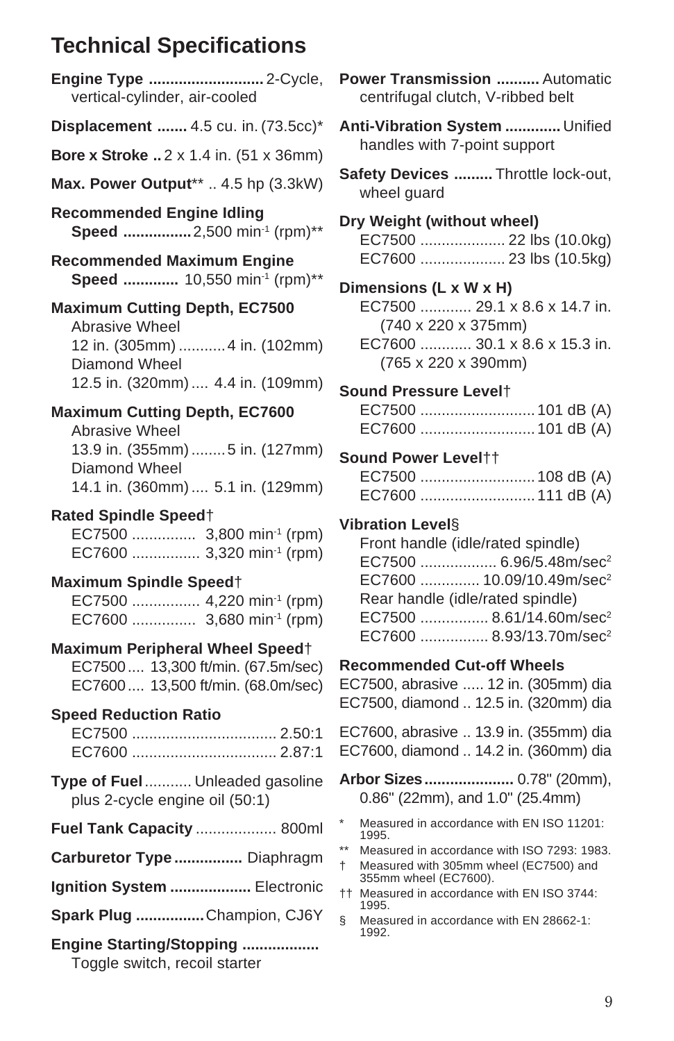# Technical Specifications

**Engine Type** .......................... 2-Cycle, vertical-cylinder, air-cooled

**Displacement** ....... 4.5 cu. in. (73.5cc)*

**Bore x Stroke** .. 2 x 1.4 in. (51 x 36mm)

**Max. Power Output**** .. 4.5 hp (3.3kW)

**Recommended Engine Idling Speed** ................ 2,500 $min^{-1}$ (rpm)**

**Recommended Maximum Engine Speed** ............. 10,550 $min^{-1}$ (rpm)**

**Maximum Cutting Depth, EC7500**
- Abrasive Wheel
  12 in. (305mm) ........... 4 in. (102mm)
- Diamond Wheel
  12.5 in. (320mm) .... 4.4 in. (109mm)

**Maximum Cutting Depth, EC7600**
- Abrasive Wheel
  13.9 in. (355mm) ........ 5 in. (127mm)
- Diamond Wheel
  14.1 in. (360mm) .... 5.1 in. (129mm)

**Rated Spindle Speed**†
- EC7500 ............... 3,800 $min^{-1}$ (rpm)
- EC7600 ................ 3,320 $min^{-1}$ (rpm)

**Maximum Spindle Speed**†
- EC7500 ................ 4,220 $min^{-1}$ (rpm)
- EC7600 ............... 3,680 $min^{-1}$ (rpm)

**Maximum Peripheral Wheel Speed**†
- EC7500 .... 13,300 ft/min. (67.5m/sec)
- EC7600 .... 13,500 ft/min. (68.0m/sec)

**Speed Reduction Ratio**
- EC7500 .................................. 2.50:1
- EC7600 .................................. 2.87:1

**Type of Fuel** ........... Unleaded gasoline plus 2-cycle engine oil (50:1)

**Fuel Tank Capacity** ................... 800ml

**Carburetor Type** ................ Diaphragm

**Ignition System** ................... Electronic

**Spark Plug** ................ Champion, CJ6Y

**Engine Starting/Stopping** .................. Toggle switch, recoil starter

**Power Transmission** .......... Automatic centrifugal clutch, V-ribbed belt

**Anti-Vibration System** ............. Unified handles with 7-point support

**Safety Devices** ......... Throttle lock-out, wheel guard

**Dry Weight (without wheel)**
- EC7500 .................... 22 lbs (10.0kg)
- EC7600 .................... 23 lbs (10.5kg)

**Dimensions (L x W x H)**
- EC7500 ............ 29.1 x 8.6 x 14.7 in. (740 x 220 x 375mm)
- EC7600 ............ 30.1 x 8.6 x 15.3 in. (765 x 220 x 390mm)

**Sound Pressure Level**†
- EC7500 ........................... 101 dB (A)
- EC7600 ........................... 101 dB (A)

**Sound Power Level**††
- EC7500 ........................... 108 dB (A)
- EC7600 ........................... 111 dB (A)

**Vibration Level**§
- Front handle (idle/rated spindle)
  - EC7500 .................. 6.96/5.48m/sec$^2$
  - EC7600 .............. 10.09/10.49m/sec$^2$
- Rear handle (idle/rated spindle)
  - EC7500 ................ 8.61/14.60m/sec$^2$
  - EC7600 ................ 8.93/13.70m/sec$^2$

**Recommended Cut-off Wheels**

EC7500, abrasive ..... 12 in. (305mm) dia
EC7500, diamond .. 12.5 in. (320mm) dia

EC7600, abrasive .. 13.9 in. (355mm) dia
EC7600, diamond .. 14.2 in. (360mm) dia

**Arbor Sizes** ..................... 0.78" (20mm), 0.86" (22mm), and 1.0" (25.4mm)

\* Measured in accordance with EN ISO 11201: 1995.

\*\* Measured in accordance with ISO 7293: 1983.

† Measured with 305mm wheel (EC7500) and 355mm wheel (EC7600).

†† Measured in accordance with EN ISO 3744: 1995.

§ Measured in accordance with EN 28662-1: 1992.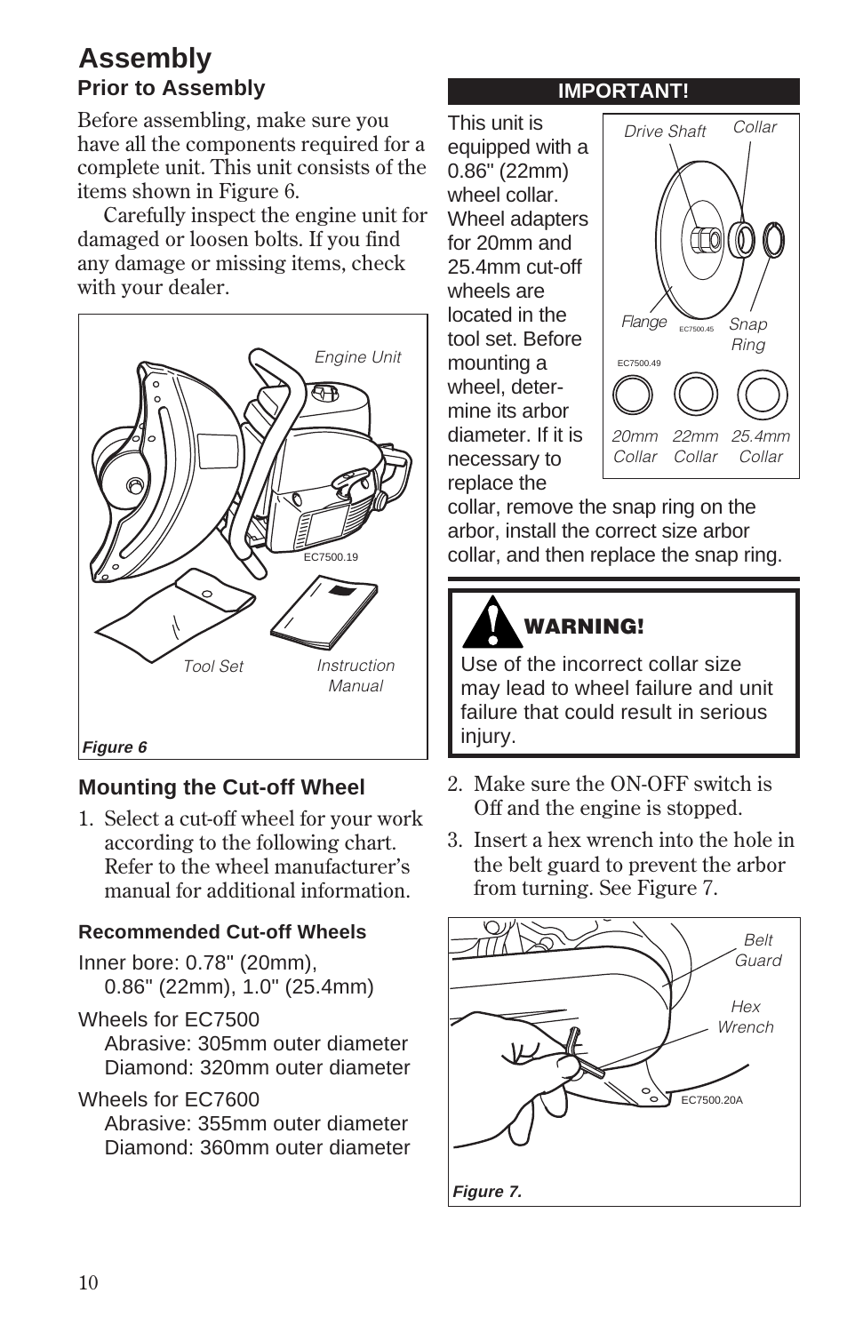# Assembly

## Prior to Assembly

Before assembling, make sure you have all the components required for a complete unit. This unit consists of the items shown in Figure 6.

Carefully inspect the engine unit for damaged or loosen bolts. If you find any damage or missing items, check with your dealer.

Engine Unit

Tool Set

Instruction Manual

*Figure 6*

## Mounting the Cut-off Wheel

1. Select a cut-off wheel for your work according to the following chart. Refer to the wheel manufacturer's manual for additional information.

### Recommended Cut-off Wheels

Inner bore: 0.78" (20mm), 0.86" (22mm), 1.0" (25.4mm)

Wheels for EC7500
- Abrasive: 305mm outer diameter
- Diamond: 320mm outer diameter

Wheels for EC7600
- Abrasive: 355mm outer diameter
- Diamond: 360mm outer diameter

**IMPORTANT!**

This unit is equipped with a 0.86" (22mm) wheel collar. Wheel adapters for 20mm and 25.4mm cut-off wheels are located in the tool set. Before mounting a wheel, determine its arbor diameter. If it is necessary to replace the collar, remove the snap ring on the arbor, install the correct size arbor collar, and then replace the snap ring.

Drive Shaft, Collar, Flange, Snap Ring

20mm Collar, 22mm Collar, 25.4mm Collar

**WARNING!**

Use of the incorrect collar size may lead to wheel failure and unit failure that could result in serious injury.

2. Make sure the ON-OFF switch is Off and the engine is stopped.
3. Insert a hex wrench into the hole in the belt guard to prevent the arbor from turning. See Figure 7.

Belt Guard

Hex Wrench

*Figure 7.*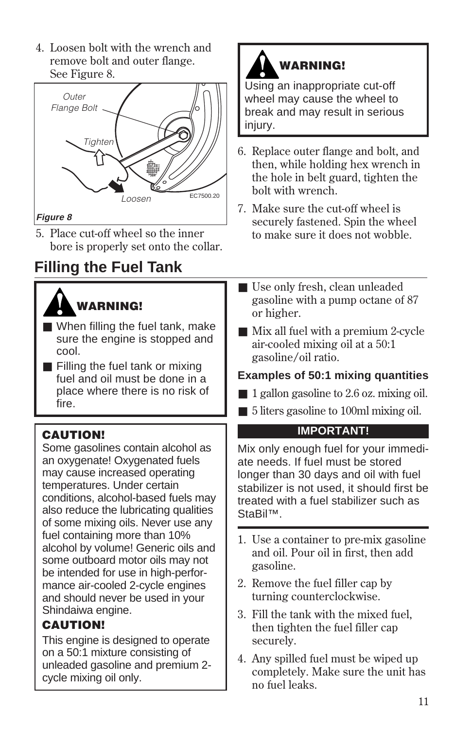4. Loosen bolt with the wrench and remove bolt and outer flange. See Figure 8.

Outer Flange Bolt

Tighten

Loosen

EC7500.20

*Figure 8*

5. Place cut-off wheel so the inner bore is properly set onto the collar.

**WARNING!**

Using an inappropriate cut-off wheel may cause the wheel to break and may result in serious injury.

6. Replace outer flange and bolt, and then, while holding hex wrench in the hole in belt guard, tighten the bolt with wrench.
7. Make sure the cut-off wheel is securely fastened. Spin the wheel to make sure it does not wobble.

## Filling the Fuel Tank

**WARNING!**

- When filling the fuel tank, make sure the engine is stopped and cool.
- Filling the fuel tank or mixing fuel and oil must be done in a place where there is no risk of fire.

**CAUTION!**

Some gasolines contain alcohol as an oxygenate! Oxygenated fuels may cause increased operating temperatures. Under certain conditions, alcohol-based fuels may also reduce the lubricating qualities of some mixing oils. Never use any fuel containing more than 10% alcohol by volume! Generic oils and some outboard motor oils may not be intended for use in high-performance air-cooled 2-cycle engines and should never be used in your Shindaiwa engine.

**CAUTION!**

This engine is designed to operate on a 50:1 mixture consisting of unleaded gasoline and premium 2-cycle mixing oil only.

- Use only fresh, clean unleaded gasoline with a pump octane of 87 or higher.
- Mix all fuel with a premium 2-cycle air-cooled mixing oil at a 50:1 gasoline/oil ratio.

**Examples of 50:1 mixing quantities**

- 1 gallon gasoline to 2.6 oz. mixing oil.
- 5 liters gasoline to 100ml mixing oil.

**IMPORTANT!**

Mix only enough fuel for your immediate needs. If fuel must be stored longer than 30 days and oil with fuel stabilizer is not used, it should first be treated with a fuel stabilizer such as StaBil™.

1. Use a container to pre-mix gasoline and oil. Pour oil in first, then add gasoline.
2. Remove the fuel filler cap by turning counterclockwise.
3. Fill the tank with the mixed fuel, then tighten the fuel filler cap securely.
4. Any spilled fuel must be wiped up completely. Make sure the unit has no fuel leaks.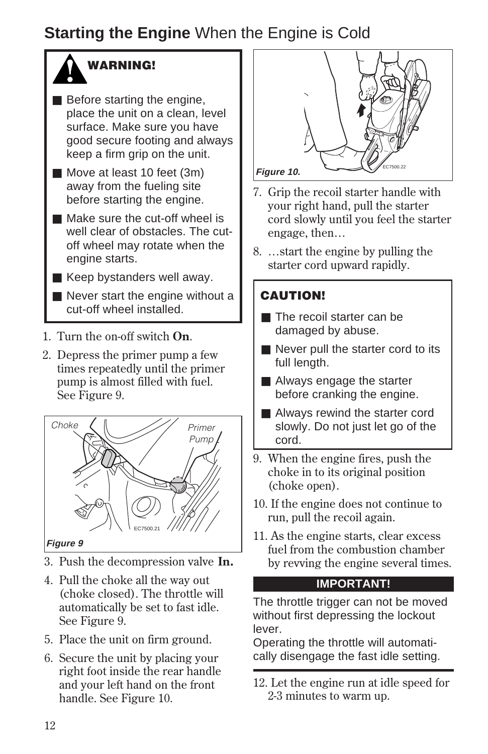# **Starting the Engine** When the Engine is Cold

> **WARNING!**
>
> - Before starting the engine, place the unit on a clean, level surface. Make sure you have good secure footing and always keep a firm grip on the unit.
> - Move at least 10 feet (3m) away from the fueling site before starting the engine.
> - Make sure the cut-off wheel is well clear of obstacles. The cut-off wheel may rotate when the engine starts.
> - Keep bystanders well away.
> - Never start the engine without a cut-off wheel installed.

1. Turn the on-off switch **On**.
2. Depress the primer pump a few times repeatedly until the primer pump is almost filled with fuel. See Figure 9.

Choke

Primer Pump

EC7500.21

*Figure 9*

3. Push the decompression valve **In.**
4. Pull the choke all the way out (choke closed). The throttle will automatically be set to fast idle. See Figure 9.
5. Place the unit on firm ground.
6. Secure the unit by placing your right foot inside the rear handle and your left hand on the front handle. See Figure 10.

EC7500.22

*Figure 10.*

7. Grip the recoil starter handle with your right hand, pull the starter cord slowly until you feel the starter engage, then…
8. …start the engine by pulling the starter cord upward rapidly.

> **CAUTION!**
>
> - The recoil starter can be damaged by abuse.
> - Never pull the starter cord to its full length.
> - Always engage the starter before cranking the engine.
> - Always rewind the starter cord slowly. Do not just let go of the cord.

9. When the engine fires, push the choke in to its original position (choke open).
10. If the engine does not continue to run, pull the recoil again.
11. As the engine starts, clear excess fuel from the combustion chamber by revving the engine several times.

> **IMPORTANT!**
>
> The throttle trigger can not be moved without first depressing the lockout lever.
> Operating the throttle will automatically disengage the fast idle setting.

12. Let the engine run at idle speed for 2-3 minutes to warm up.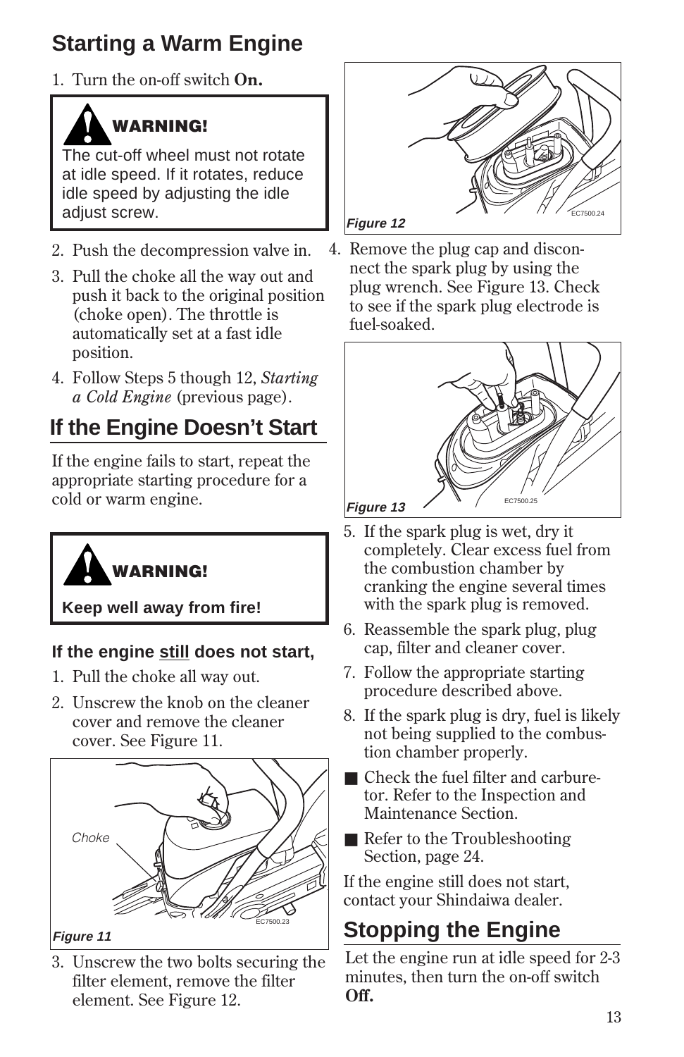## Starting a Warm Engine

1. Turn the on-off switch **On.**

> **WARNING!**
>
> The cut-off wheel must not rotate at idle speed. If it rotates, reduce idle speed by adjusting the idle adjust screw.

2. Push the decompression valve in.
3. Pull the choke all the way out and push it back to the original position (choke open). The throttle is automatically set at a fast idle position.
4. Follow Steps 5 though 12, *Starting a Cold Engine* (previous page).

## If the Engine Doesn't Start

If the engine fails to start, repeat the appropriate starting procedure for a cold or warm engine.

> **WARNING!**
>
> **Keep well away from fire!**

**If the engine still does not start,**

1. Pull the choke all the way out.
2. Unscrew the knob on the cleaner cover and remove the cleaner cover. See Figure 11.

Choke

EC7500.23

Figure 11

3. Unscrew the two bolts securing the filter element, remove the filter element. See Figure 12.

EC7500.24

Figure 12

4. Remove the plug cap and disconnect the spark plug by using the plug wrench. See Figure 13. Check to see if the spark plug electrode is fuel-soaked.

EC7500.25

Figure 13

5. If the spark plug is wet, dry it completely. Clear excess fuel from the combustion chamber by cranking the engine several times with the spark plug is removed.
6. Reassemble the spark plug, plug cap, filter and cleaner cover.
7. Follow the appropriate starting procedure described above.
8. If the spark plug is dry, fuel is likely not being supplied to the combustion chamber properly.

- Check the fuel filter and carburetor. Refer to the Inspection and Maintenance Section.
- Refer to the Troubleshooting Section, page 24.

If the engine still does not start, contact your Shindaiwa dealer.

## Stopping the Engine

Let the engine run at idle speed for 2-3 minutes, then turn the on-off switch **Off.**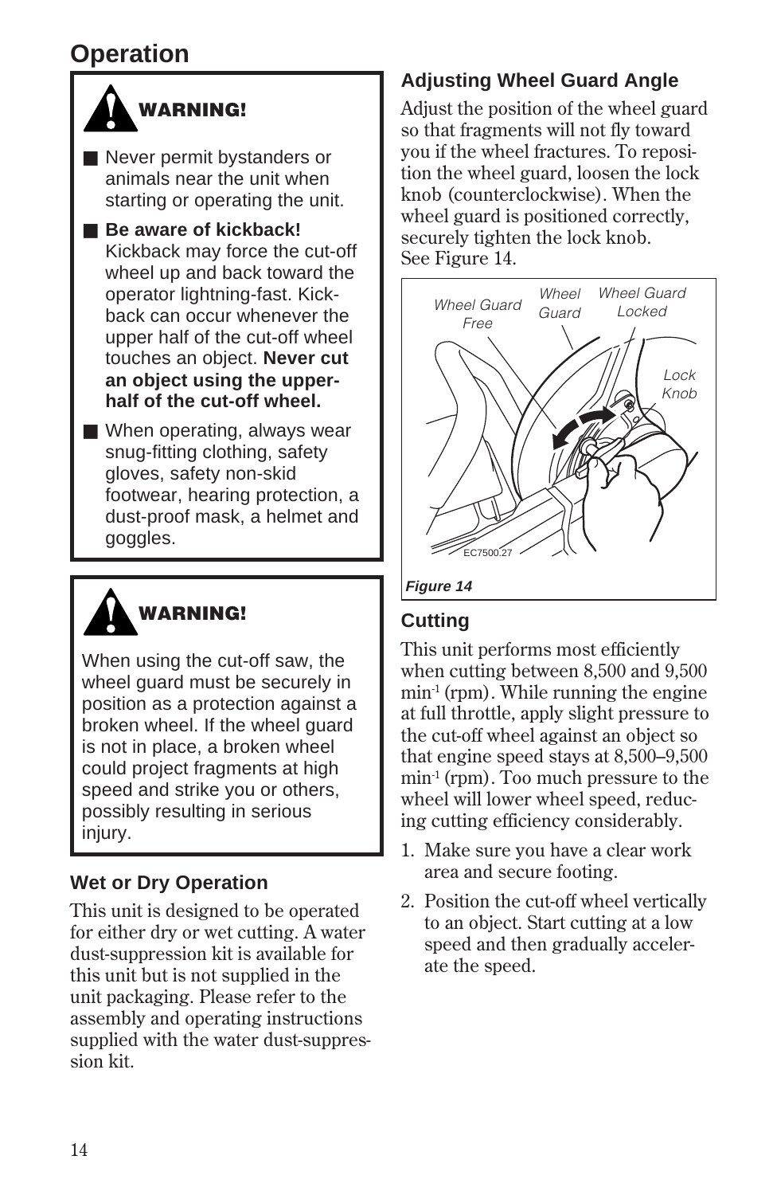# Operation

> **WARNING!**
>
> - Never permit bystanders or animals near the unit when starting or operating the unit.
> - **Be aware of kickback!** Kickback may force the cut-off wheel up and back toward the operator lightning-fast. Kickback can occur whenever the upper half of the cut-off wheel touches an object. **Never cut an object using the upper-half of the cut-off wheel.**
> - When operating, always wear snug-fitting clothing, safety gloves, safety non-skid footwear, hearing protection, a dust-proof mask, a helmet and goggles.

> **WARNING!**
>
> When using the cut-off saw, the wheel guard must be securely in position as a protection against a broken wheel. If the wheel guard is not in place, a broken wheel could project fragments at high speed and strike you or others, possibly resulting in serious injury.

## Wet or Dry Operation

This unit is designed to be operated for either dry or wet cutting. A water dust-suppression kit is available for this unit but is not supplied in the unit packaging. Please refer to the assembly and operating instructions supplied with the water dust-suppression kit.

## Adjusting Wheel Guard Angle

Adjust the position of the wheel guard so that fragments will not fly toward you if the wheel fractures. To reposition the wheel guard, loosen the lock knob (counterclockwise). When the wheel guard is positioned correctly, securely tighten the lock knob. See Figure 14.

Wheel Guard Free — Wheel Guard — Wheel Guard Locked — Lock Knob

EC7500.27

*Figure 14*

## Cutting

This unit performs most efficiently when cutting between 8,500 and 9,500 $min^{-1}$ (rpm). While running the engine at full throttle, apply slight pressure to the cut-off wheel against an object so that engine speed stays at 8,500–9,500 $min^{-1}$ (rpm). Too much pressure to the wheel will lower wheel speed, reducing cutting efficiency considerably.

1. Make sure you have a clear work area and secure footing.
2. Position the cut-off wheel vertically to an object. Start cutting at a low speed and then gradually accelerate the speed.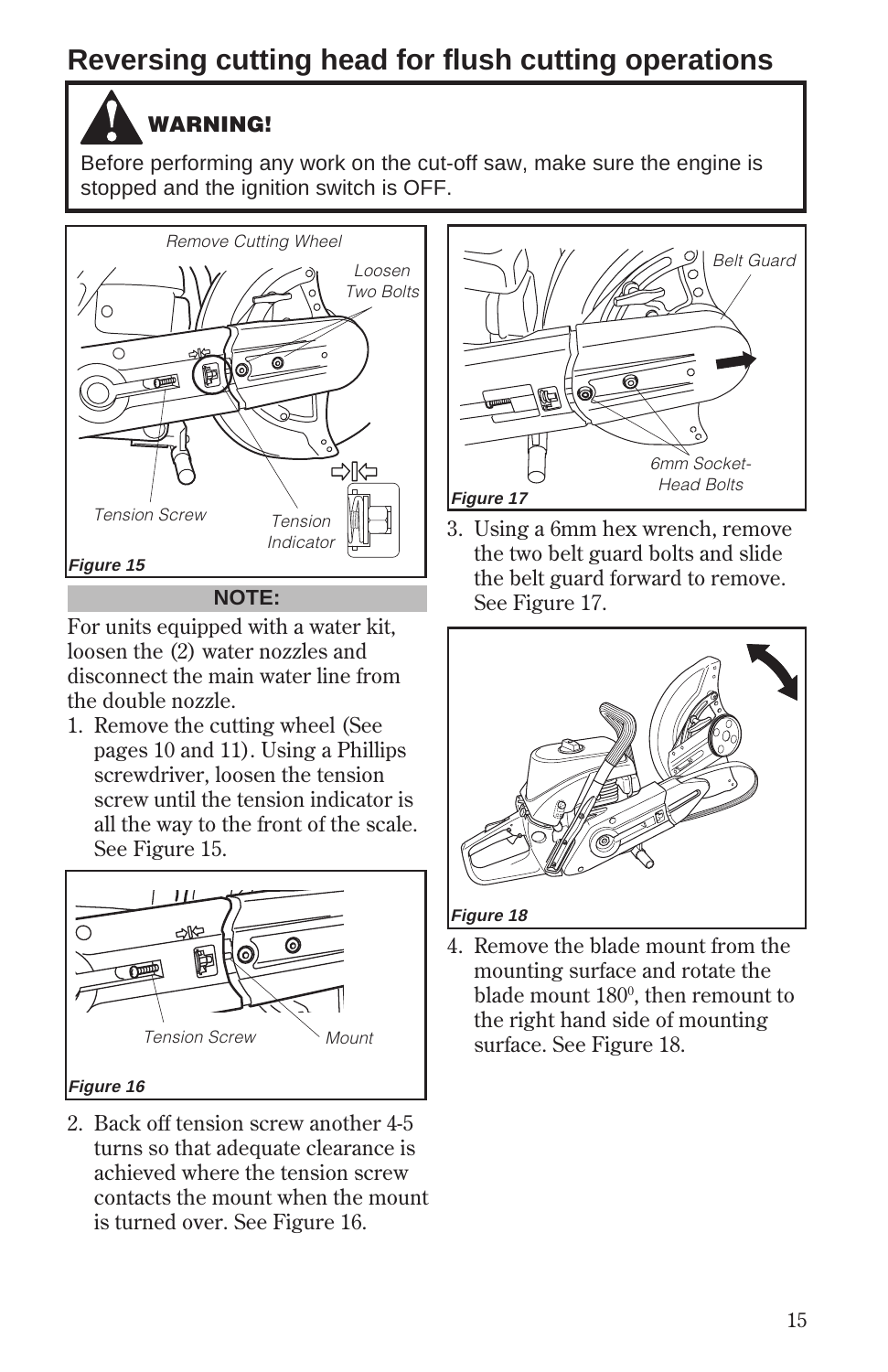# Reversing cutting head for flush cutting operations

**WARNING!**

Before performing any work on the cut-off saw, make sure the engine is stopped and the ignition switch is OFF.

Remove Cutting Wheel

Loosen Two Bolts

Tension Screw

Tension Indicator

*Figure 15*

**NOTE:**

For units equipped with a water kit, loosen the (2) water nozzles and disconnect the main water line from the double nozzle.

1. Remove the cutting wheel (See pages 10 and 11). Using a Phillips screwdriver, loosen the tension screw until the tension indicator is all the way to the front of the scale. See Figure 15.

Tension Screw

Mount

*Figure 16*

2. Back off tension screw another 4-5 turns so that adequate clearance is achieved where the tension screw contacts the mount when the mount is turned over. See Figure 16.

Belt Guard

6mm Socket-Head Bolts

*Figure 17*

3. Using a 6mm hex wrench, remove the two belt guard bolts and slide the belt guard forward to remove. See Figure 17.

*Figure 18*

4. Remove the blade mount from the mounting surface and rotate the blade mount 180$^0$, then remount to the right hand side of mounting surface. See Figure 18.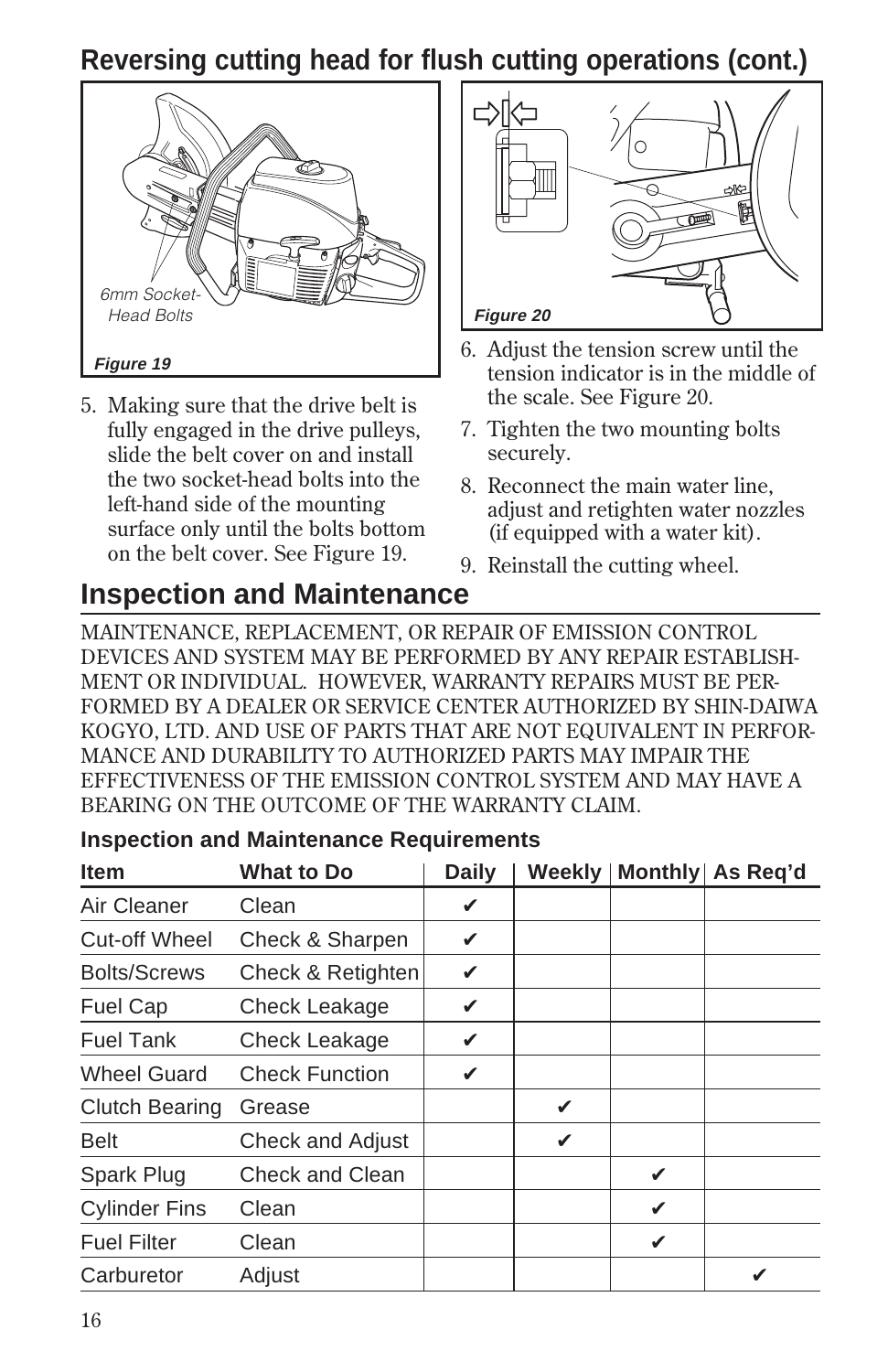## Reversing cutting head for flush cutting operations (cont.)

6mm Socket-Head Bolts

**Figure 19**

5. Making sure that the drive belt is fully engaged in the drive pulleys, slide the belt cover on and install the two socket-head bolts into the left-hand side of the mounting surface only until the bolts bottom on the belt cover. See Figure 19.

**Figure 20**

6. Adjust the tension screw until the tension indicator is in the middle of the scale. See Figure 20.
7. Tighten the two mounting bolts securely.
8. Reconnect the main water line, adjust and retighten water nozzles (if equipped with a water kit).
9. Reinstall the cutting wheel.

# Inspection and Maintenance

MAINTENANCE, REPLACEMENT, OR REPAIR OF EMISSION CONTROL DEVICES AND SYSTEM MAY BE PERFORMED BY ANY REPAIR ESTABLISHMENT OR INDIVIDUAL. HOWEVER, WARRANTY REPAIRS MUST BE PERFORMED BY A DEALER OR SERVICE CENTER AUTHORIZED BY SHIN-DAIWA KOGYO, LTD. AND USE OF PARTS THAT ARE NOT EQUIVALENT IN PERFORMANCE AND DURABILITY TO AUTHORIZED PARTS MAY IMPAIR THE EFFECTIVENESS OF THE EMISSION CONTROL SYSTEM AND MAY HAVE A BEARING ON THE OUTCOME OF THE WARRANTY CLAIM.

### Inspection and Maintenance Requirements

| Item | What to Do | Daily | Weekly | Monthly | As Req'd |
|---|---|---|---|---|---|
| Air Cleaner | Clean | ✔ | | | |
| Cut-off Wheel | Check & Sharpen | ✔ | | | |
| Bolts/Screws | Check & Retighten | ✔ | | | |
| Fuel Cap | Check Leakage | ✔ | | | |
| Fuel Tank | Check Leakage | ✔ | | | |
| Wheel Guard | Check Function | ✔ | | | |
| Clutch Bearing | Grease | | ✔ | | |
| Belt | Check and Adjust | | ✔ | | |
| Spark Plug | Check and Clean | | | ✔ | |
| Cylinder Fins | Clean | | | ✔ | |
| Fuel Filter | Clean | | | ✔ | |
| Carburetor | Adjust | | | | ✔ |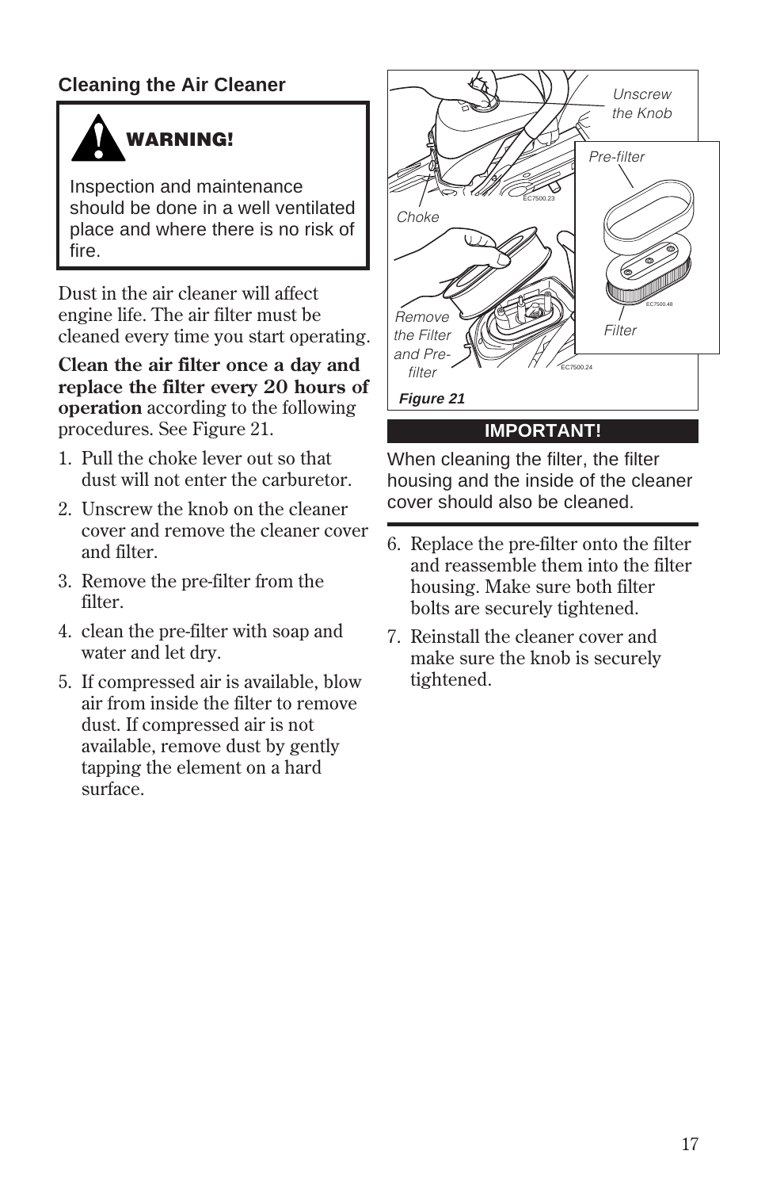## Cleaning the Air Cleaner

> **WARNING!**
>
> Inspection and maintenance should be done in a well ventilated place and where there is no risk of fire.

Dust in the air cleaner will affect engine life. The air filter must be cleaned every time you start operating.

**Clean the air filter once a day and replace the filter every 20 hours of operation** according to the following procedures. See Figure 21.

1. Pull the choke lever out so that dust will not enter the carburetor.
2. Unscrew the knob on the cleaner cover and remove the cleaner cover and filter.
3. Remove the pre-filter from the filter.
4. clean the pre-filter with soap and water and let dry.
5. If compressed air is available, blow air from inside the filter to remove dust. If compressed air is not available, remove dust by gently tapping the element on a hard surface.

Unscrew the Knob

Choke

Pre-filter

Filter

Remove the Filter and Pre-filter

**Figure 21**

> **IMPORTANT!**
>
> When cleaning the filter, the filter housing and the inside of the cleaner cover should also be cleaned.

6. Replace the pre-filter onto the filter and reassemble them into the filter housing. Make sure both filter bolts are securely tightened.
7. Reinstall the cleaner cover and make sure the knob is securely tightened.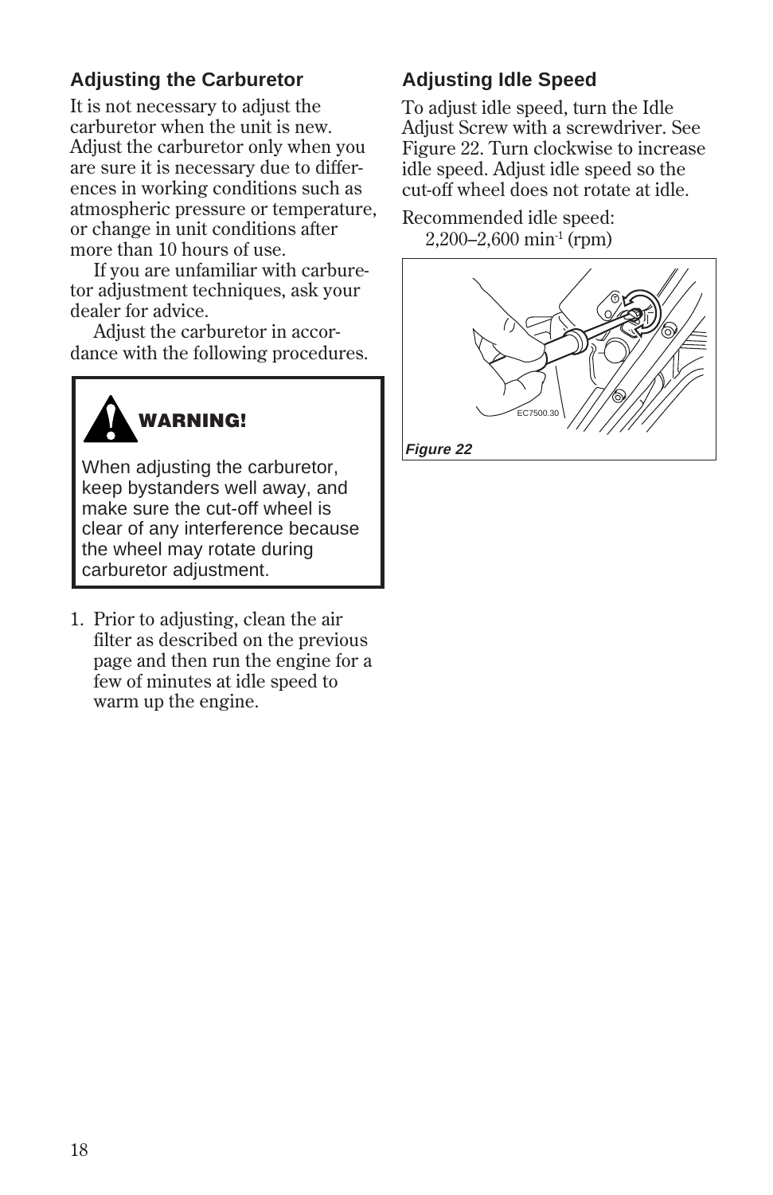## Adjusting the Carburetor

It is not necessary to adjust the carburetor when the unit is new. Adjust the carburetor only when you are sure it is necessary due to differences in working conditions such as atmospheric pressure or temperature, or change in unit conditions after more than 10 hours of use.

If you are unfamiliar with carburetor adjustment techniques, ask your dealer for advice.

Adjust the carburetor in accordance with the following procedures.

> **WARNING!**
>
> When adjusting the carburetor, keep bystanders well away, and make sure the cut-off wheel is clear of any interference because the wheel may rotate during carburetor adjustment.

1. Prior to adjusting, clean the air filter as described on the previous page and then run the engine for a few of minutes at idle speed to warm up the engine.

## Adjusting Idle Speed

To adjust idle speed, turn the Idle Adjust Screw with a screwdriver. See Figure 22. Turn clockwise to increase idle speed. Adjust idle speed so the cut-off wheel does not rotate at idle.

Recommended idle speed:
2,200–2,600 $min^{-1}$ (rpm)

EC7500.30

*Figure 22*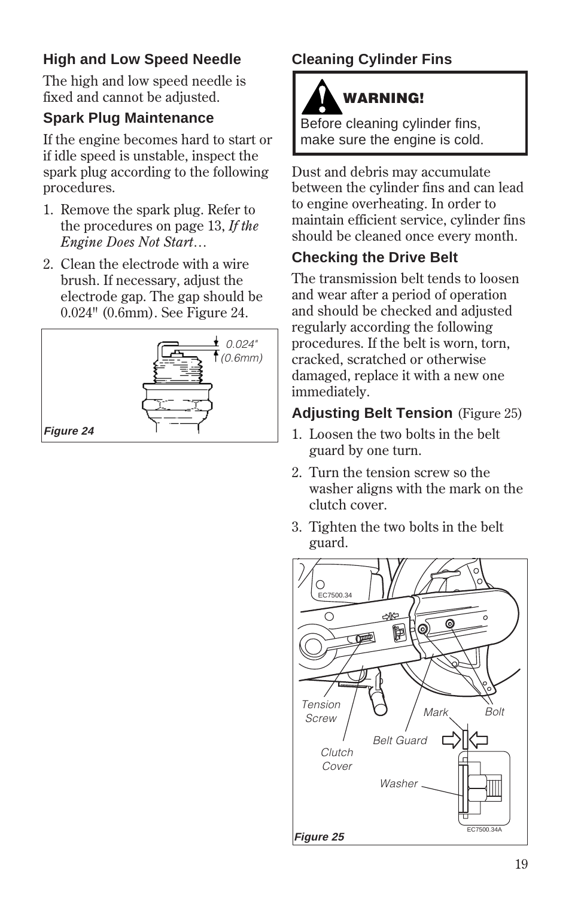### High and Low Speed Needle

The high and low speed needle is fixed and cannot be adjusted.

### Spark Plug Maintenance

If the engine becomes hard to start or if idle speed is unstable, inspect the spark plug according to the following procedures.

1. Remove the spark plug. Refer to the procedures on page 13, *If the Engine Does Not Start…*
2. Clean the electrode with a wire brush. If necessary, adjust the electrode gap. The gap should be 0.024" (0.6mm). See Figure 24.

0.024" (0.6mm)

*Figure 24*

### Cleaning Cylinder Fins

> **WARNING!**
>
> Before cleaning cylinder fins, make sure the engine is cold.

Dust and debris may accumulate between the cylinder fins and can lead to engine overheating. In order to maintain efficient service, cylinder fins should be cleaned once every month.

### Checking the Drive Belt

The transmission belt tends to loosen and wear after a period of operation and should be checked and adjusted regularly according the following procedures. If the belt is worn, torn, cracked, scratched or otherwise damaged, replace it with a new one immediately.

### Adjusting Belt Tension (Figure 25)

1. Loosen the two bolts in the belt guard by one turn.
2. Turn the tension screw so the washer aligns with the mark on the clutch cover.
3. Tighten the two bolts in the belt guard.

EC7500.34

Tension Screw, Clutch Cover, Belt Guard, Mark, Bolt, Washer

EC7500.34A

*Figure 25*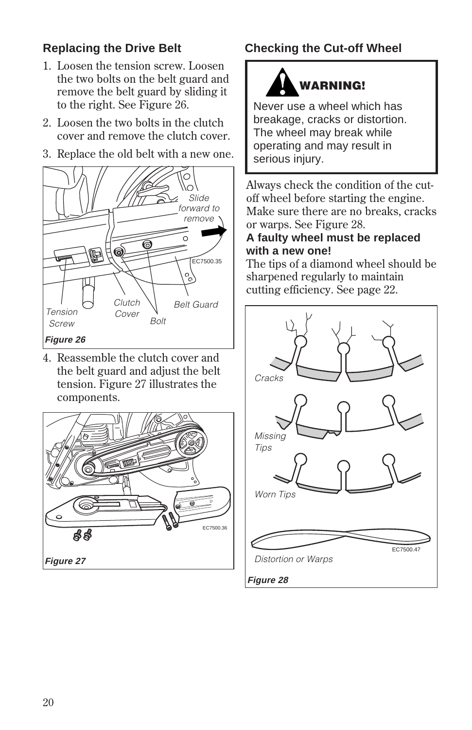## Replacing the Drive Belt

1. Loosen the tension screw. Loosen the two bolts on the belt guard and remove the belt guard by sliding it to the right. See Figure 26.
2. Loosen the two bolts in the clutch cover and remove the clutch cover.
3. Replace the old belt with a new one.

Slide forward to remove

Tension Screw

Clutch Cover

Bolt

Belt Guard

EC7500.35

*Figure 26*

4. Reassemble the clutch cover and the belt guard and adjust the belt tension. Figure 27 illustrates the components.

EC7500.36

*Figure 27*

## Checking the Cut-off Wheel

**WARNING!**

Never use a wheel which has breakage, cracks or distortion. The wheel may break while operating and may result in serious injury.

Always check the condition of the cut-off wheel before starting the engine. Make sure there are no breaks, cracks or warps. See Figure 28.

**A faulty wheel must be replaced with a new one!**

The tips of a diamond wheel should be sharpened regularly to maintain cutting efficiency. See page 22.

Cracks

Missing Tips

Worn Tips

Distortion or Warps

EC7500.47

*Figure 28*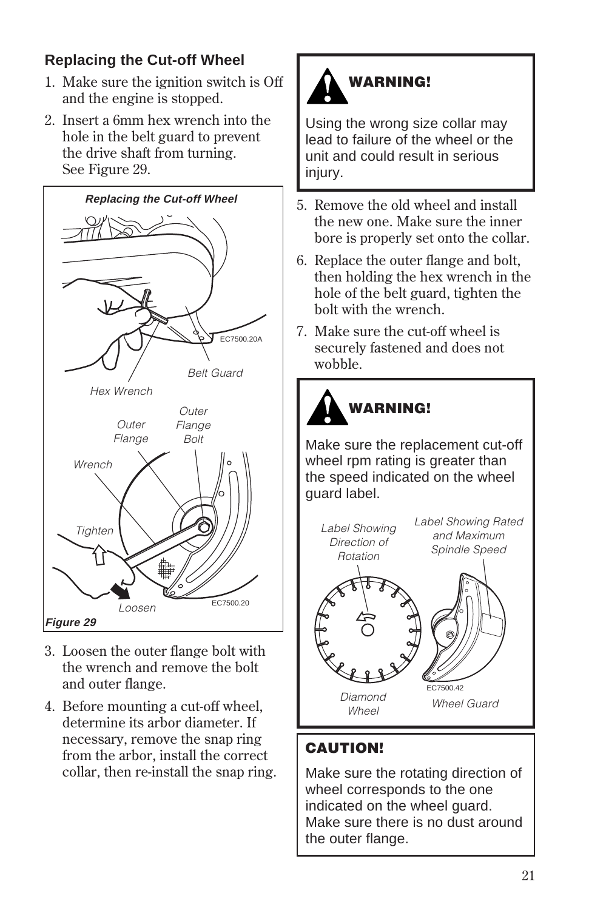### Replacing the Cut-off Wheel

1. Make sure the ignition switch is Off and the engine is stopped.
2. Insert a 6mm hex wrench into the hole in the belt guard to prevent the drive shaft from turning. See Figure 29.

**Replacing the Cut-off Wheel**

Figure 29

3. Loosen the outer flange bolt with the wrench and remove the bolt and outer flange.
4. Before mounting a cut-off wheel, determine its arbor diameter. If necessary, remove the snap ring from the arbor, install the correct collar, then re-install the snap ring.

> **WARNING!**
>
> Using the wrong size collar may lead to failure of the wheel or the unit and could result in serious injury.

5. Remove the old wheel and install the new one. Make sure the inner bore is properly set onto the collar.
6. Replace the outer flange and bolt, then holding the hex wrench in the hole of the belt guard, tighten the bolt with the wrench.
7. Make sure the cut-off wheel is securely fastened and does not wobble.

> **WARNING!**
>
> Make sure the replacement cut-off wheel rpm rating is greater than the speed indicated on the wheel guard label.

> **CAUTION!**
>
> Make sure the rotating direction of wheel corresponds to the one indicated on the wheel guard. Make sure there is no dust around the outer flange.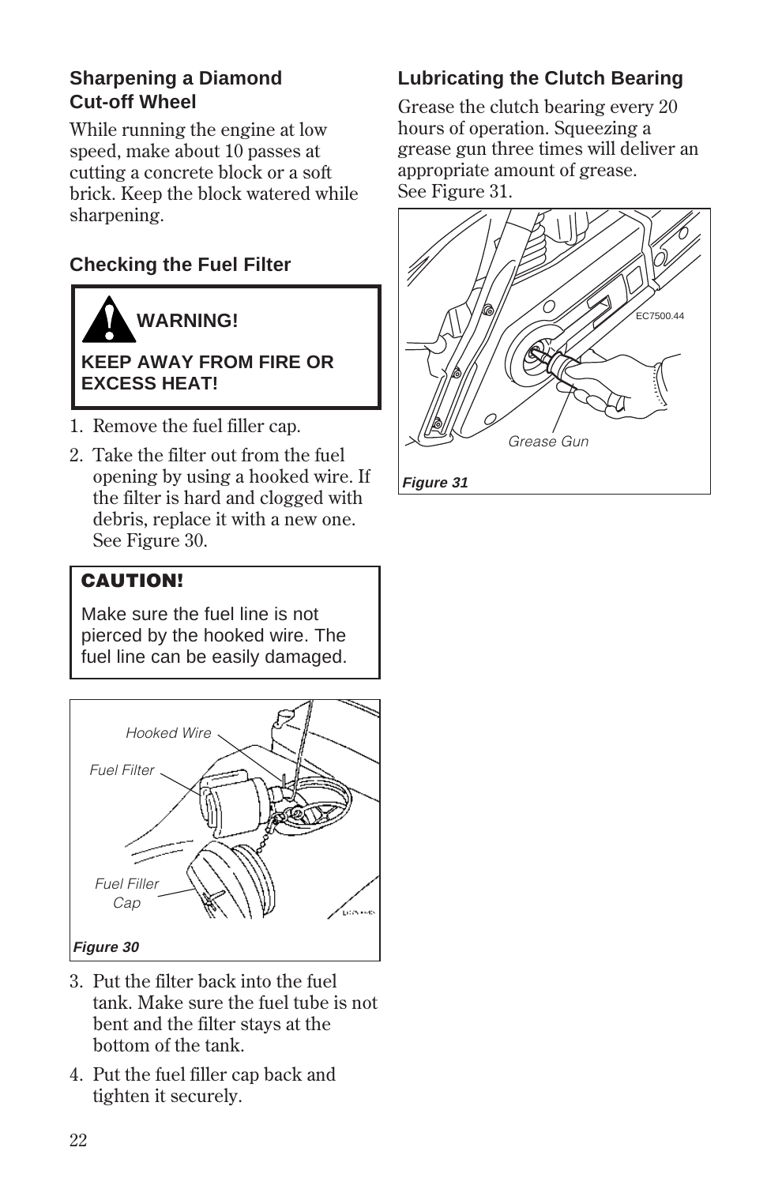## Sharpening a Diamond Cut-off Wheel

While running the engine at low speed, make about 10 passes at cutting a concrete block or a soft brick. Keep the block watered while sharpening.

## Checking the Fuel Filter

> **WARNING!**
>
> **KEEP AWAY FROM FIRE OR EXCESS HEAT!**

1. Remove the fuel filler cap.
2. Take the filter out from the fuel opening by using a hooked wire. If the filter is hard and clogged with debris, replace it with a new one. See Figure 30.

> **CAUTION!**
>
> Make sure the fuel line is not pierced by the hooked wire. The fuel line can be easily damaged.

Hooked Wire

Fuel Filter

Fuel Filler Cap

*Figure 30*

3. Put the filter back into the fuel tank. Make sure the fuel tube is not bent and the filter stays at the bottom of the tank.
4. Put the fuel filler cap back and tighten it securely.

## Lubricating the Clutch Bearing

Grease the clutch bearing every 20 hours of operation. Squeezing a grease gun three times will deliver an appropriate amount of grease. See Figure 31.

EC7500.44

Grease Gun

*Figure 31*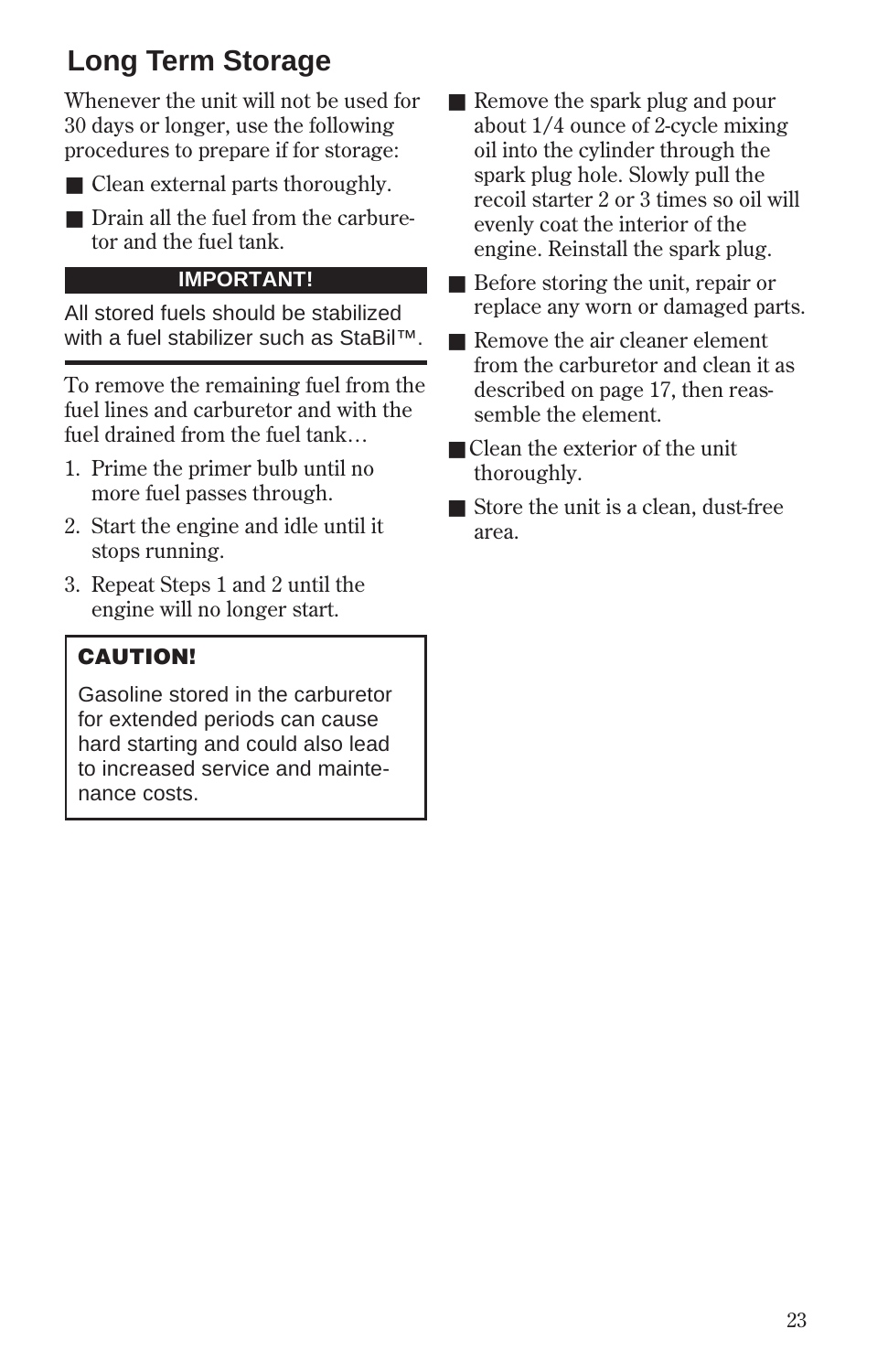## Long Term Storage

Whenever the unit will not be used for 30 days or longer, use the following procedures to prepare if for storage:

- Clean external parts thoroughly.
- Drain all the fuel from the carburetor and the fuel tank.

**IMPORTANT!**

All stored fuels should be stabilized with a fuel stabilizer such as StaBil™.

To remove the remaining fuel from the fuel lines and carburetor and with the fuel drained from the fuel tank…

1. Prime the primer bulb until no more fuel passes through.
2. Start the engine and idle until it stops running.
3. Repeat Steps 1 and 2 until the engine will no longer start.

> **CAUTION!**
>
> Gasoline stored in the carburetor for extended periods can cause hard starting and could also lead to increased service and maintenance costs.

- Remove the spark plug and pour about 1/4 ounce of 2-cycle mixing oil into the cylinder through the spark plug hole. Slowly pull the recoil starter 2 or 3 times so oil will evenly coat the interior of the engine. Reinstall the spark plug.
- Before storing the unit, repair or replace any worn or damaged parts.
- Remove the air cleaner element from the carburetor and clean it as described on page 17, then reassemble the element.
- Clean the exterior of the unit thoroughly.
- Store the unit is a clean, dust-free area.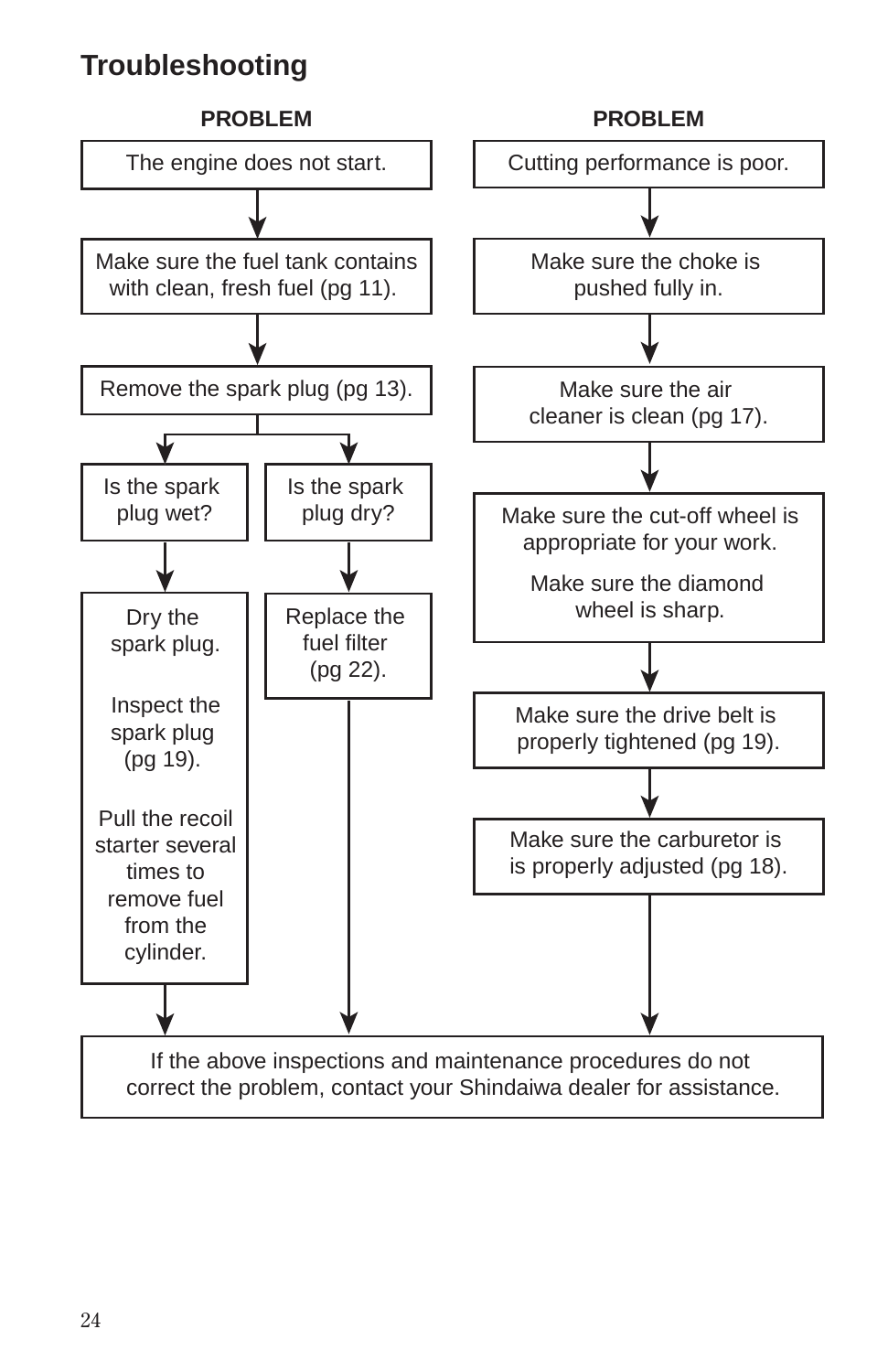## Troubleshooting

**PROBLEM**

The engine does not start.

↓

Make sure the fuel tank contains with clean, fresh fuel (pg 11).

↓

Remove the spark plug (pg 13).

↓

- Is the spark plug wet?
  - Dry the spark plug.
  - Inspect the spark plug (pg 19).
  - Pull the recoil starter several times to remove fuel from the cylinder.
- Is the spark plug dry?
  - Replace the fuel filter (pg 22).

**PROBLEM**

Cutting performance is poor.

↓

Make sure the choke is pushed fully in.

↓

Make sure the air cleaner is clean (pg 17).

↓

Make sure the cut-off wheel is appropriate for your work.

Make sure the diamond wheel is sharp.

↓

Make sure the drive belt is properly tightened (pg 19).

↓

Make sure the carburetor is is properly adjusted (pg 18).

↓

If the above inspections and maintenance procedures do not correct the problem, contact your Shindaiwa dealer for assistance.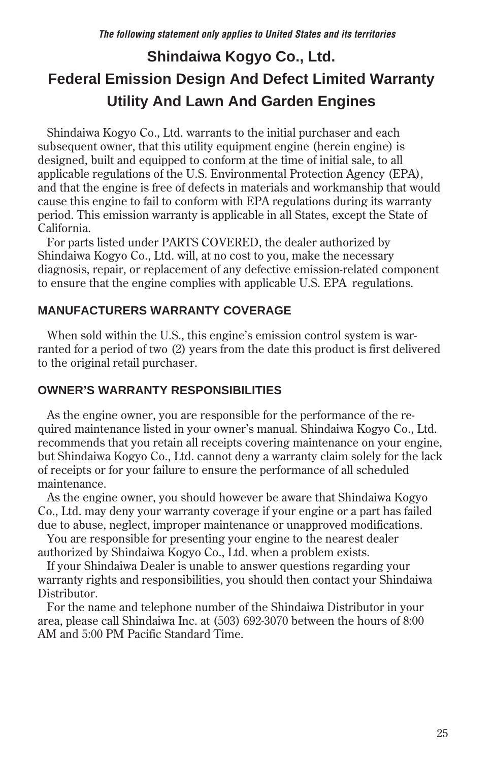*The following statement only applies to United States and its territories*

# Shindaiwa Kogyo Co., Ltd.
# Federal Emission Design And Defect Limited Warranty
# Utility And Lawn And Garden Engines

Shindaiwa Kogyo Co., Ltd. warrants to the initial purchaser and each subsequent owner, that this utility equipment engine (herein engine) is designed, built and equipped to conform at the time of initial sale, to all applicable regulations of the U.S. Environmental Protection Agency (EPA), and that the engine is free of defects in materials and workmanship that would cause this engine to fail to conform with EPA regulations during its warranty period. This emission warranty is applicable in all States, except the State of California.

For parts listed under PARTS COVERED, the dealer authorized by Shindaiwa Kogyo Co., Ltd. will, at no cost to you, make the necessary diagnosis, repair, or replacement of any defective emission-related component to ensure that the engine complies with applicable U.S. EPA regulations.

## MANUFACTURERS WARRANTY COVERAGE

When sold within the U.S., this engine's emission control system is warranted for a period of two (2) years from the date this product is first delivered to the original retail purchaser.

## OWNER'S WARRANTY RESPONSIBILITIES

As the engine owner, you are responsible for the performance of the required maintenance listed in your owner's manual. Shindaiwa Kogyo Co., Ltd. recommends that you retain all receipts covering maintenance on your engine, but Shindaiwa Kogyo Co., Ltd. cannot deny a warranty claim solely for the lack of receipts or for your failure to ensure the performance of all scheduled maintenance.

As the engine owner, you should however be aware that Shindaiwa Kogyo Co., Ltd. may deny your warranty coverage if your engine or a part has failed due to abuse, neglect, improper maintenance or unapproved modifications.

You are responsible for presenting your engine to the nearest dealer authorized by Shindaiwa Kogyo Co., Ltd. when a problem exists.

If your Shindaiwa Dealer is unable to answer questions regarding your warranty rights and responsibilities, you should then contact your Shindaiwa Distributor.

For the name and telephone number of the Shindaiwa Distributor in your area, please call Shindaiwa Inc. at (503) 692-3070 between the hours of 8:00 AM and 5:00 PM Pacific Standard Time.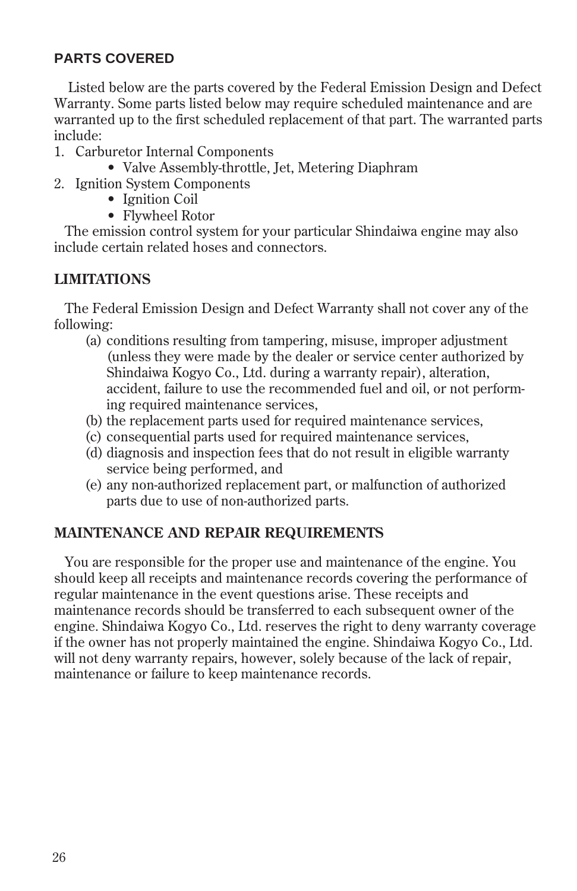## PARTS COVERED

Listed below are the parts covered by the Federal Emission Design and Defect Warranty. Some parts listed below may require scheduled maintenance and are warranted up to the first scheduled replacement of that part. The warranted parts include:

1. Carburetor Internal Components
   - Valve Assembly-throttle, Jet, Metering Diaphram
2. Ignition System Components
   - Ignition Coil
   - Flywheel Rotor

The emission control system for your particular Shindaiwa engine may also include certain related hoses and connectors.

## LIMITATIONS

The Federal Emission Design and Defect Warranty shall not cover any of the following:

(a) conditions resulting from tampering, misuse, improper adjustment (unless they were made by the dealer or service center authorized by Shindaiwa Kogyo Co., Ltd. during a warranty repair), alteration, accident, failure to use the recommended fuel and oil, or not performing required maintenance services,
(b) the replacement parts used for required maintenance services,
(c) consequential parts used for required maintenance services,
(d) diagnosis and inspection fees that do not result in eligible warranty service being performed, and
(e) any non-authorized replacement part, or malfunction of authorized parts due to use of non-authorized parts.

## MAINTENANCE AND REPAIR REQUIREMENTS

You are responsible for the proper use and maintenance of the engine. You should keep all receipts and maintenance records covering the performance of regular maintenance in the event questions arise. These receipts and maintenance records should be transferred to each subsequent owner of the engine. Shindaiwa Kogyo Co., Ltd. reserves the right to deny warranty coverage if the owner has not properly maintained the engine. Shindaiwa Kogyo Co., Ltd. will not deny warranty repairs, however, solely because of the lack of repair, maintenance or failure to keep maintenance records.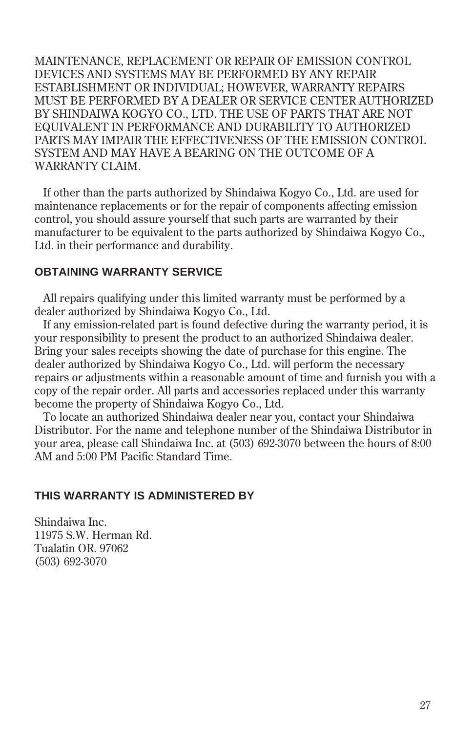MAINTENANCE, REPLACEMENT OR REPAIR OF EMISSION CONTROL DEVICES AND SYSTEMS MAY BE PERFORMED BY ANY REPAIR ESTABLISHMENT OR INDIVIDUAL; HOWEVER, WARRANTY REPAIRS MUST BE PERFORMED BY A DEALER OR SERVICE CENTER AUTHORIZED BY SHINDAIWA KOGYO CO., LTD. THE USE OF PARTS THAT ARE NOT EQUIVALENT IN PERFORMANCE AND DURABILITY TO AUTHORIZED PARTS MAY IMPAIR THE EFFECTIVENESS OF THE EMISSION CONTROL SYSTEM AND MAY HAVE A BEARING ON THE OUTCOME OF A WARRANTY CLAIM.

If other than the parts authorized by Shindaiwa Kogyo Co., Ltd. are used for maintenance replacements or for the repair of components affecting emission control, you should assure yourself that such parts are warranted by their manufacturer to be equivalent to the parts authorized by Shindaiwa Kogyo Co., Ltd. in their performance and durability.

## OBTAINING WARRANTY SERVICE

All repairs qualifying under this limited warranty must be performed by a dealer authorized by Shindaiwa Kogyo Co., Ltd.

If any emission-related part is found defective during the warranty period, it is your responsibility to present the product to an authorized Shindaiwa dealer. Bring your sales receipts showing the date of purchase for this engine. The dealer authorized by Shindaiwa Kogyo Co., Ltd. will perform the necessary repairs or adjustments within a reasonable amount of time and furnish you with a copy of the repair order. All parts and accessories replaced under this warranty become the property of Shindaiwa Kogyo Co., Ltd.

To locate an authorized Shindaiwa dealer near you, contact your Shindaiwa Distributor. For the name and telephone number of the Shindaiwa Distributor in your area, please call Shindaiwa Inc. at (503) 692-3070 between the hours of 8:00 AM and 5:00 PM Pacific Standard Time.

## THIS WARRANTY IS ADMINISTERED BY

Shindaiwa Inc.
11975 S.W. Herman Rd.
Tualatin OR. 97062
(503) 692-3070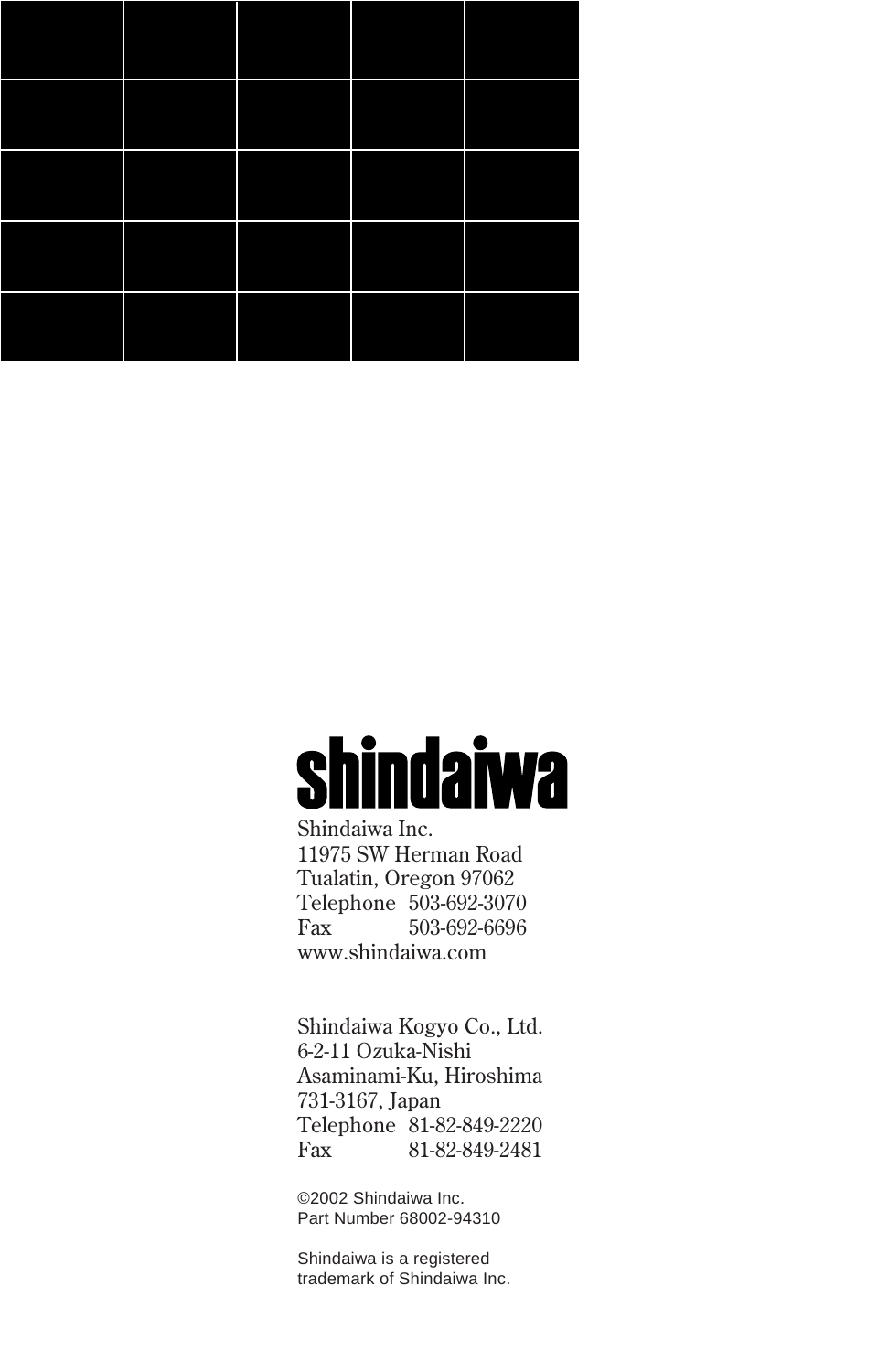**shindaiwa**

Shindaiwa Inc.
11975 SW Herman Road
Tualatin, Oregon 97062
Telephone 503-692-3070
Fax 503-692-6696
www.shindaiwa.com

Shindaiwa Kogyo Co., Ltd.
6-2-11 Ozuka-Nishi
Asaminami-Ku, Hiroshima
731-3167, Japan
Telephone 81-82-849-2220
Fax 81-82-849-2481

©2002 Shindaiwa Inc.
Part Number 68002-94310

Shindaiwa is a registered trademark of Shindaiwa Inc.